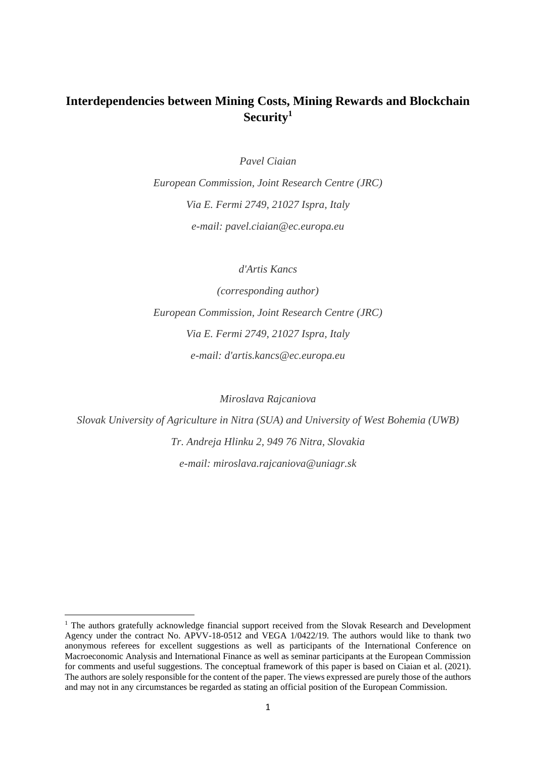# Interdependencies between Mining Costs, Mining Rewards and Blockchain Security[1]

*Pavel Ciaian*

*European Commission, Joint Research Centre (JRC)*

*Via E. Fermi 2749, 21027 Ispra, Italy*

*e-mail: pavel.ciaian@ec.europa.eu*

*d'Artis Kancs*

*(corresponding author)*

*European Commission, Joint Research Centre (JRC)*

*Via E. Fermi 2749, 21027 Ispra, Italy*

*e-mail: d'artis.kancs@ec.europa.eu*

*Miroslava Rajcaniova*

*Slovak University of Agriculture in Nitra (SUA) and University of West Bohemia (UWB)*

*Tr. Andreja Hlinku 2, 949 76 Nitra, Slovakia*

*e-mail: miroslava.rajcaniova@uniagr.sk*

---

[1] The authors gratefully acknowledge financial support received from the Slovak Research and Development Agency under the contract No. APVV-18-0512 and VEGA 1/0422/19. The authors would like to thank two anonymous referees for excellent suggestions as well as participants of the International Conference on Macroeconomic Analysis and International Finance as well as seminar participants at the European Commission for comments and useful suggestions. The conceptual framework of this paper is based on Ciaian et al. (2021). The authors are solely responsible for the content of the paper. The views expressed are purely those of the authors and may not in any circumstances be regarded as stating an official position of the European Commission.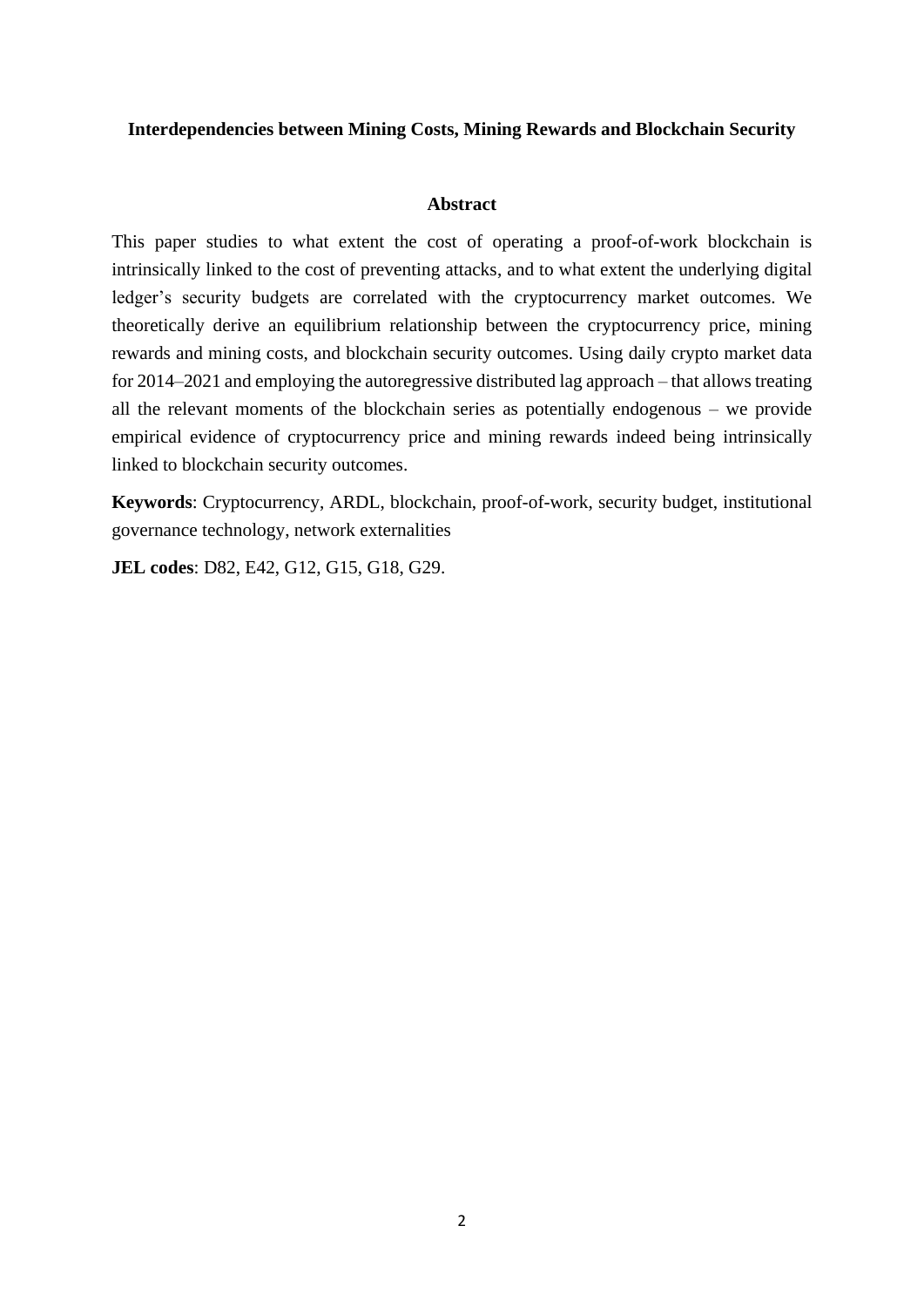# Interdependencies between Mining Costs, Mining Rewards and Blockchain Security

## Abstract

This paper studies to what extent the cost of operating a proof-of-work blockchain is intrinsically linked to the cost of preventing attacks, and to what extent the underlying digital ledger's security budgets are correlated with the cryptocurrency market outcomes. We theoretically derive an equilibrium relationship between the cryptocurrency price, mining rewards and mining costs, and blockchain security outcomes. Using daily crypto market data for 2014–2021 and employing the autoregressive distributed lag approach – that allows treating all the relevant moments of the blockchain series as potentially endogenous – we provide empirical evidence of cryptocurrency price and mining rewards indeed being intrinsically linked to blockchain security outcomes.

**Keywords**: Cryptocurrency, ARDL, blockchain, proof-of-work, security budget, institutional governance technology, network externalities

**JEL codes**: D82, E42, G12, G15, G18, G29.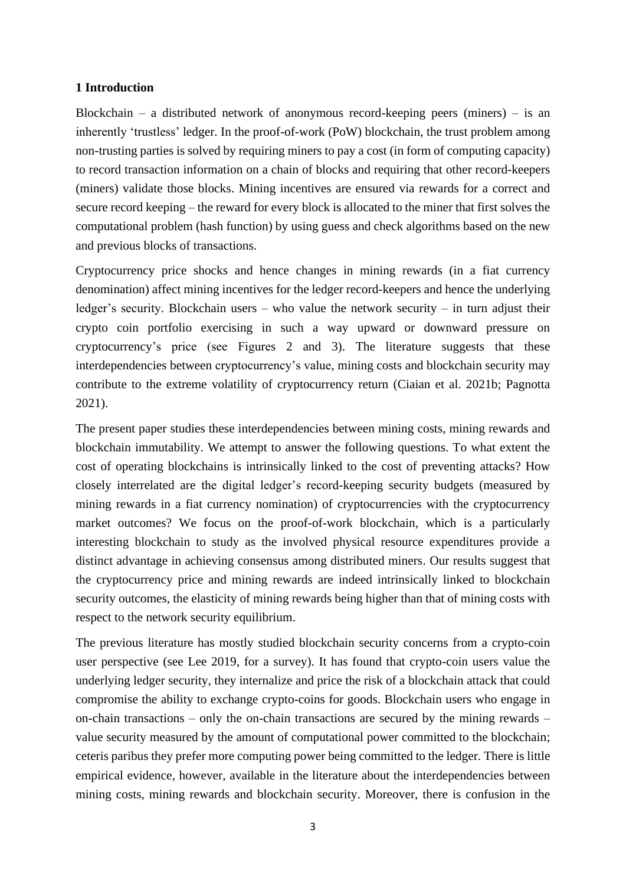## 1 Introduction

Blockchain – a distributed network of anonymous record-keeping peers (miners) – is an inherently 'trustless' ledger. In the proof-of-work (PoW) blockchain, the trust problem among non-trusting parties is solved by requiring miners to pay a cost (in form of computing capacity) to record transaction information on a chain of blocks and requiring that other record-keepers (miners) validate those blocks. Mining incentives are ensured via rewards for a correct and secure record keeping – the reward for every block is allocated to the miner that first solves the computational problem (hash function) by using guess and check algorithms based on the new and previous blocks of transactions.

Cryptocurrency price shocks and hence changes in mining rewards (in a fiat currency denomination) affect mining incentives for the ledger record-keepers and hence the underlying ledger's security. Blockchain users – who value the network security – in turn adjust their crypto coin portfolio exercising in such a way upward or downward pressure on cryptocurrency's price (see Figures 2 and 3). The literature suggests that these interdependencies between cryptocurrency's value, mining costs and blockchain security may contribute to the extreme volatility of cryptocurrency return (Ciaian et al. 2021b; Pagnotta 2021).

The present paper studies these interdependencies between mining costs, mining rewards and blockchain immutability. We attempt to answer the following questions. To what extent the cost of operating blockchains is intrinsically linked to the cost of preventing attacks? How closely interrelated are the digital ledger's record-keeping security budgets (measured by mining rewards in a fiat currency nomination) of cryptocurrencies with the cryptocurrency market outcomes? We focus on the proof-of-work blockchain, which is a particularly interesting blockchain to study as the involved physical resource expenditures provide a distinct advantage in achieving consensus among distributed miners. Our results suggest that the cryptocurrency price and mining rewards are indeed intrinsically linked to blockchain security outcomes, the elasticity of mining rewards being higher than that of mining costs with respect to the network security equilibrium.

The previous literature has mostly studied blockchain security concerns from a crypto-coin user perspective (see Lee 2019, for a survey). It has found that crypto-coin users value the underlying ledger security, they internalize and price the risk of a blockchain attack that could compromise the ability to exchange crypto-coins for goods. Blockchain users who engage in on-chain transactions – only the on-chain transactions are secured by the mining rewards – value security measured by the amount of computational power committed to the blockchain; ceteris paribus they prefer more computing power being committed to the ledger. There is little empirical evidence, however, available in the literature about the interdependencies between mining costs, mining rewards and blockchain security. Moreover, there is confusion in the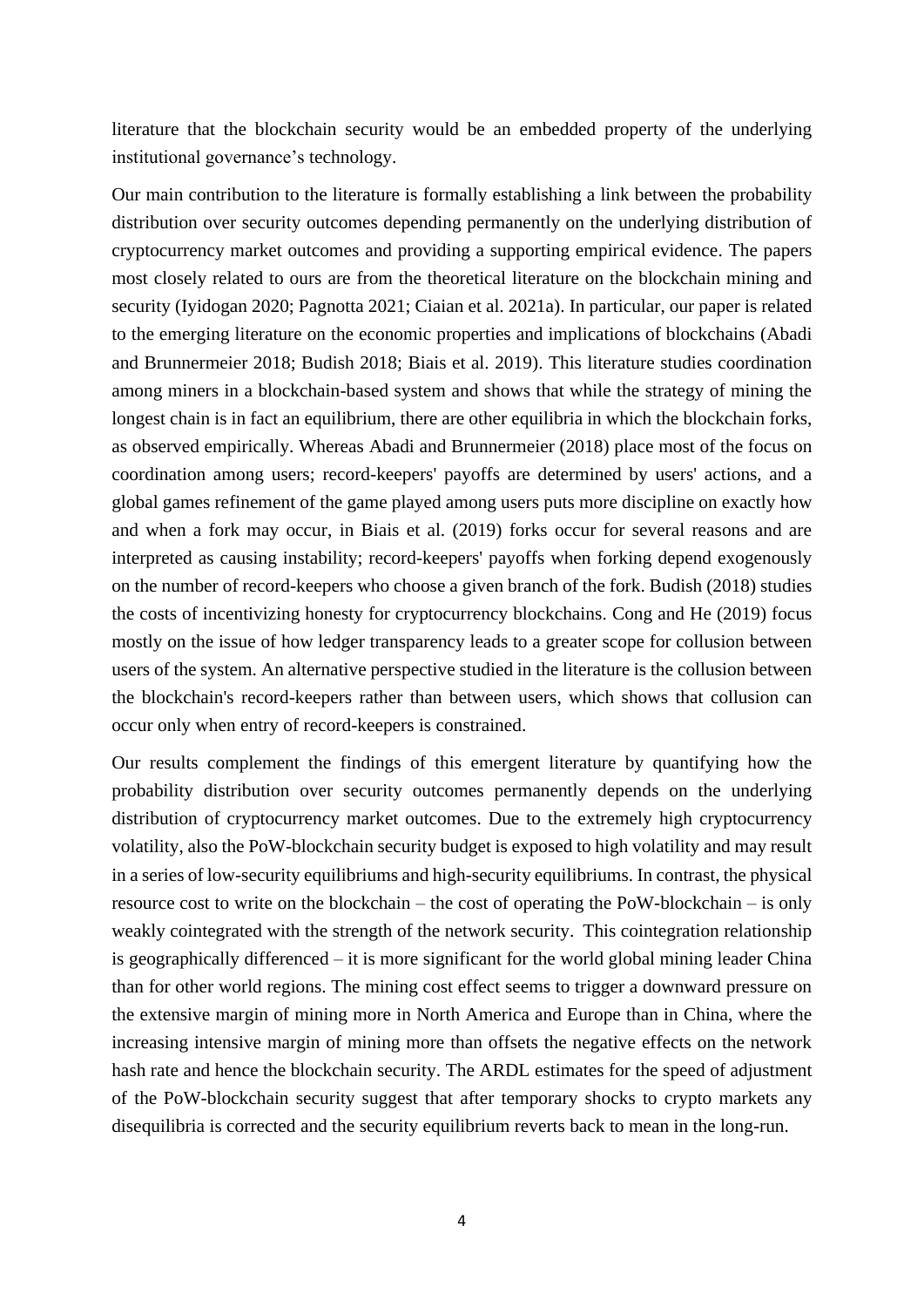literature that the blockchain security would be an embedded property of the underlying institutional governance's technology.

Our main contribution to the literature is formally establishing a link between the probability distribution over security outcomes depending permanently on the underlying distribution of cryptocurrency market outcomes and providing a supporting empirical evidence. The papers most closely related to ours are from the theoretical literature on the blockchain mining and security (Iyidogan 2020; Pagnotta 2021; Ciaian et al. 2021a). In particular, our paper is related to the emerging literature on the economic properties and implications of blockchains (Abadi and Brunnermeier 2018; Budish 2018; Biais et al. 2019). This literature studies coordination among miners in a blockchain-based system and shows that while the strategy of mining the longest chain is in fact an equilibrium, there are other equilibria in which the blockchain forks, as observed empirically. Whereas Abadi and Brunnermeier (2018) place most of the focus on coordination among users; record-keepers' payoffs are determined by users' actions, and a global games refinement of the game played among users puts more discipline on exactly how and when a fork may occur, in Biais et al. (2019) forks occur for several reasons and are interpreted as causing instability; record-keepers' payoffs when forking depend exogenously on the number of record-keepers who choose a given branch of the fork. Budish (2018) studies the costs of incentivizing honesty for cryptocurrency blockchains. Cong and He (2019) focus mostly on the issue of how ledger transparency leads to a greater scope for collusion between users of the system. An alternative perspective studied in the literature is the collusion between the blockchain's record-keepers rather than between users, which shows that collusion can occur only when entry of record-keepers is constrained.

Our results complement the findings of this emergent literature by quantifying how the probability distribution over security outcomes permanently depends on the underlying distribution of cryptocurrency market outcomes. Due to the extremely high cryptocurrency volatility, also the PoW-blockchain security budget is exposed to high volatility and may result in a series of low-security equilibriums and high-security equilibriums. In contrast, the physical resource cost to write on the blockchain – the cost of operating the PoW-blockchain – is only weakly cointegrated with the strength of the network security. This cointegration relationship is geographically differenced – it is more significant for the world global mining leader China than for other world regions. The mining cost effect seems to trigger a downward pressure on the extensive margin of mining more in North America and Europe than in China, where the increasing intensive margin of mining more than offsets the negative effects on the network hash rate and hence the blockchain security. The ARDL estimates for the speed of adjustment of the PoW-blockchain security suggest that after temporary shocks to crypto markets any disequilibria is corrected and the security equilibrium reverts back to mean in the long-run.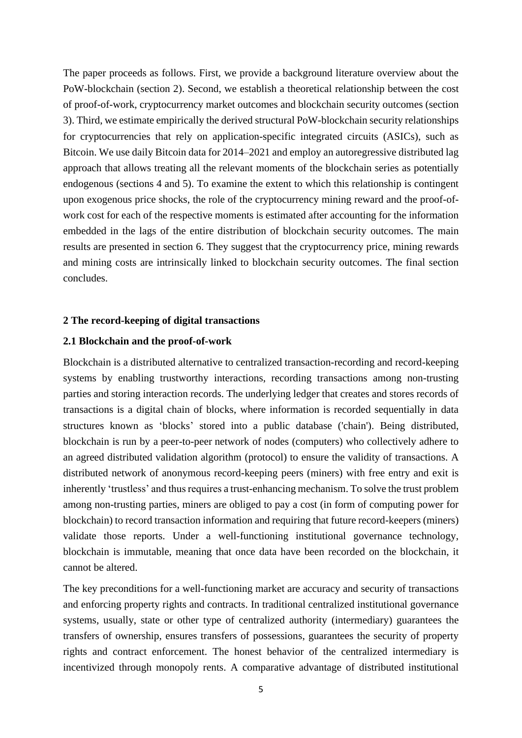The paper proceeds as follows. First, we provide a background literature overview about the PoW-blockchain (section 2). Second, we establish a theoretical relationship between the cost of proof-of-work, cryptocurrency market outcomes and blockchain security outcomes (section 3). Third, we estimate empirically the derived structural PoW-blockchain security relationships for cryptocurrencies that rely on application-specific integrated circuits (ASICs), such as Bitcoin. We use daily Bitcoin data for 2014–2021 and employ an autoregressive distributed lag approach that allows treating all the relevant moments of the blockchain series as potentially endogenous (sections 4 and 5). To examine the extent to which this relationship is contingent upon exogenous price shocks, the role of the cryptocurrency mining reward and the proof-of-work cost for each of the respective moments is estimated after accounting for the information embedded in the lags of the entire distribution of blockchain security outcomes. The main results are presented in section 6. They suggest that the cryptocurrency price, mining rewards and mining costs are intrinsically linked to blockchain security outcomes. The final section concludes.

## 2 The record-keeping of digital transactions

### 2.1 Blockchain and the proof-of-work

Blockchain is a distributed alternative to centralized transaction-recording and record-keeping systems by enabling trustworthy interactions, recording transactions among non-trusting parties and storing interaction records. The underlying ledger that creates and stores records of transactions is a digital chain of blocks, where information is recorded sequentially in data structures known as 'blocks' stored into a public database ('chain'). Being distributed, blockchain is run by a peer-to-peer network of nodes (computers) who collectively adhere to an agreed distributed validation algorithm (protocol) to ensure the validity of transactions. A distributed network of anonymous record-keeping peers (miners) with free entry and exit is inherently 'trustless' and thus requires a trust-enhancing mechanism. To solve the trust problem among non-trusting parties, miners are obliged to pay a cost (in form of computing power for blockchain) to record transaction information and requiring that future record-keepers (miners) validate those reports. Under a well-functioning institutional governance technology, blockchain is immutable, meaning that once data have been recorded on the blockchain, it cannot be altered.

The key preconditions for a well-functioning market are accuracy and security of transactions and enforcing property rights and contracts. In traditional centralized institutional governance systems, usually, state or other type of centralized authority (intermediary) guarantees the transfers of ownership, ensures transfers of possessions, guarantees the security of property rights and contract enforcement. The honest behavior of the centralized intermediary is incentivized through monopoly rents. A comparative advantage of distributed institutional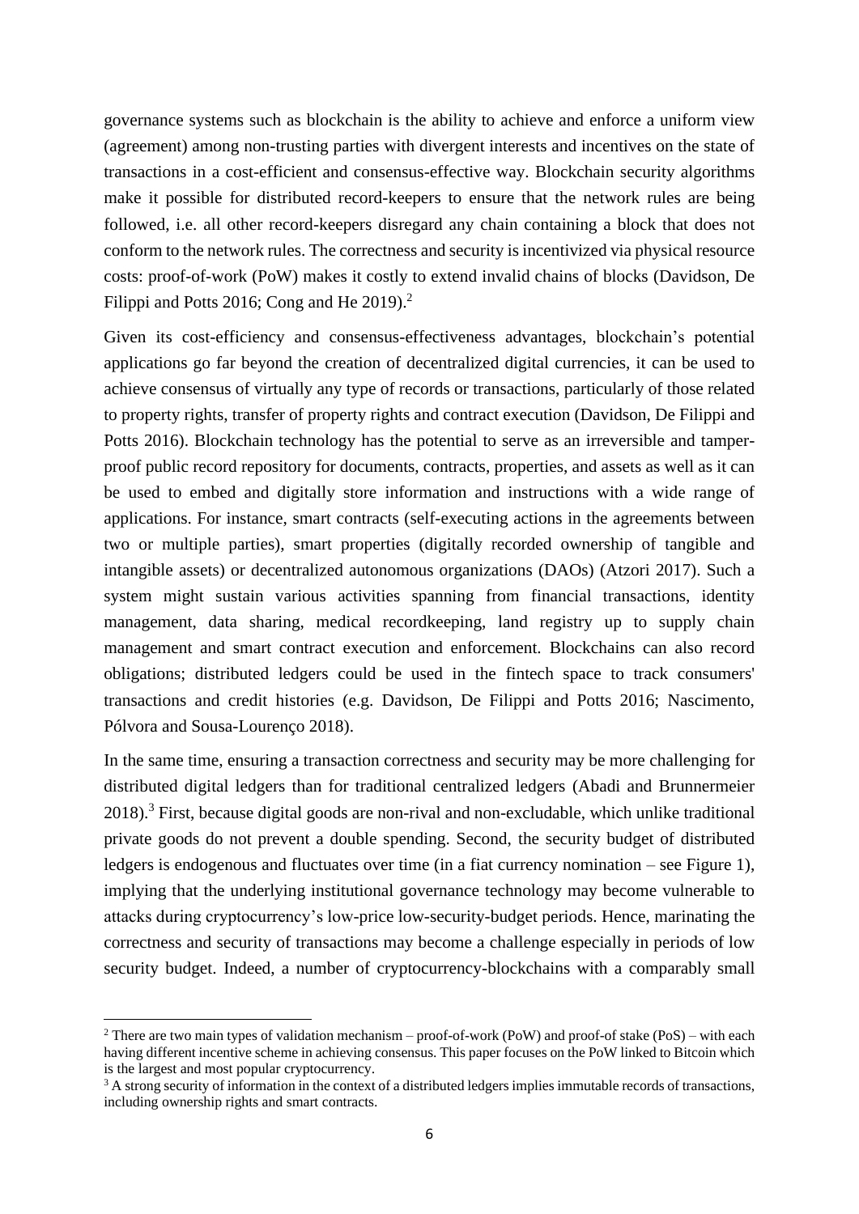governance systems such as blockchain is the ability to achieve and enforce a uniform view (agreement) among non-trusting parties with divergent interests and incentives on the state of transactions in a cost-efficient and consensus-effective way. Blockchain security algorithms make it possible for distributed record-keepers to ensure that the network rules are being followed, i.e. all other record-keepers disregard any chain containing a block that does not conform to the network rules. The correctness and security is incentivized via physical resource costs: proof-of-work (PoW) makes it costly to extend invalid chains of blocks (Davidson, De Filippi and Potts 2016; Cong and He 2019).[2]

Given its cost-efficiency and consensus-effectiveness advantages, blockchain's potential applications go far beyond the creation of decentralized digital currencies, it can be used to achieve consensus of virtually any type of records or transactions, particularly of those related to property rights, transfer of property rights and contract execution (Davidson, De Filippi and Potts 2016). Blockchain technology has the potential to serve as an irreversible and tamper-proof public record repository for documents, contracts, properties, and assets as well as it can be used to embed and digitally store information and instructions with a wide range of applications. For instance, smart contracts (self-executing actions in the agreements between two or multiple parties), smart properties (digitally recorded ownership of tangible and intangible assets) or decentralized autonomous organizations (DAOs) (Atzori 2017). Such a system might sustain various activities spanning from financial transactions, identity management, data sharing, medical recordkeeping, land registry up to supply chain management and smart contract execution and enforcement. Blockchains can also record obligations; distributed ledgers could be used in the fintech space to track consumers' transactions and credit histories (e.g. Davidson, De Filippi and Potts 2016; Nascimento, Pólvora and Sousa-Lourenço 2018).

In the same time, ensuring a transaction correctness and security may be more challenging for distributed digital ledgers than for traditional centralized ledgers (Abadi and Brunnermeier 2018).[3] First, because digital goods are non-rival and non-excludable, which unlike traditional private goods do not prevent a double spending. Second, the security budget of distributed ledgers is endogenous and fluctuates over time (in a fiat currency nomination – see Figure 1), implying that the underlying institutional governance technology may become vulnerable to attacks during cryptocurrency's low-price low-security-budget periods. Hence, marinating the correctness and security of transactions may become a challenge especially in periods of low security budget. Indeed, a number of cryptocurrency-blockchains with a comparably small

---

[2] There are two main types of validation mechanism – proof-of-work (PoW) and proof-of stake (PoS) – with each having different incentive scheme in achieving consensus. This paper focuses on the PoW linked to Bitcoin which is the largest and most popular cryptocurrency.

[3] A strong security of information in the context of a distributed ledgers implies immutable records of transactions, including ownership rights and smart contracts.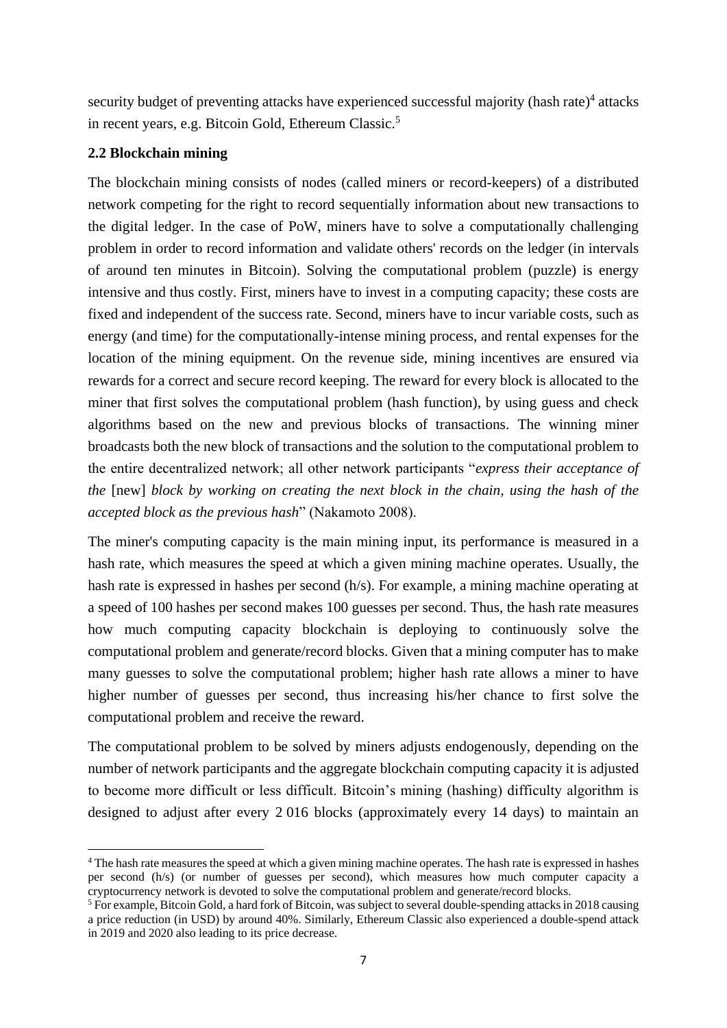security budget of preventing attacks have experienced successful majority (hash rate)[4] attacks in recent years, e.g. Bitcoin Gold, Ethereum Classic.[5]

### 2.2 Blockchain mining

The blockchain mining consists of nodes (called miners or record-keepers) of a distributed network competing for the right to record sequentially information about new transactions to the digital ledger. In the case of PoW, miners have to solve a computationally challenging problem in order to record information and validate others' records on the ledger (in intervals of around ten minutes in Bitcoin). Solving the computational problem (puzzle) is energy intensive and thus costly. First, miners have to invest in a computing capacity; these costs are fixed and independent of the success rate. Second, miners have to incur variable costs, such as energy (and time) for the computationally-intense mining process, and rental expenses for the location of the mining equipment. On the revenue side, mining incentives are ensured via rewards for a correct and secure record keeping. The reward for every block is allocated to the miner that first solves the computational problem (hash function), by using guess and check algorithms based on the new and previous blocks of transactions. The winning miner broadcasts both the new block of transactions and the solution to the computational problem to the entire decentralized network; all other network participants "*express their acceptance of the* [new] *block by working on creating the next block in the chain, using the hash of the accepted block as the previous hash*" (Nakamoto 2008).

The miner's computing capacity is the main mining input, its performance is measured in a hash rate, which measures the speed at which a given mining machine operates. Usually, the hash rate is expressed in hashes per second (h/s). For example, a mining machine operating at a speed of 100 hashes per second makes 100 guesses per second. Thus, the hash rate measures how much computing capacity blockchain is deploying to continuously solve the computational problem and generate/record blocks. Given that a mining computer has to make many guesses to solve the computational problem; higher hash rate allows a miner to have higher number of guesses per second, thus increasing his/her chance to first solve the computational problem and receive the reward.

The computational problem to be solved by miners adjusts endogenously, depending on the number of network participants and the aggregate blockchain computing capacity it is adjusted to become more difficult or less difficult. Bitcoin's mining (hashing) difficulty algorithm is designed to adjust after every 2 016 blocks (approximately every 14 days) to maintain an

[4] The hash rate measures the speed at which a given mining machine operates. The hash rate is expressed in hashes per second (h/s) (or number of guesses per second), which measures how much computer capacity a cryptocurrency network is devoted to solve the computational problem and generate/record blocks.

[5] For example, Bitcoin Gold, a hard fork of Bitcoin, was subject to several double-spending attacks in 2018 causing a price reduction (in USD) by around 40%. Similarly, Ethereum Classic also experienced a double-spend attack in 2019 and 2020 also leading to its price decrease.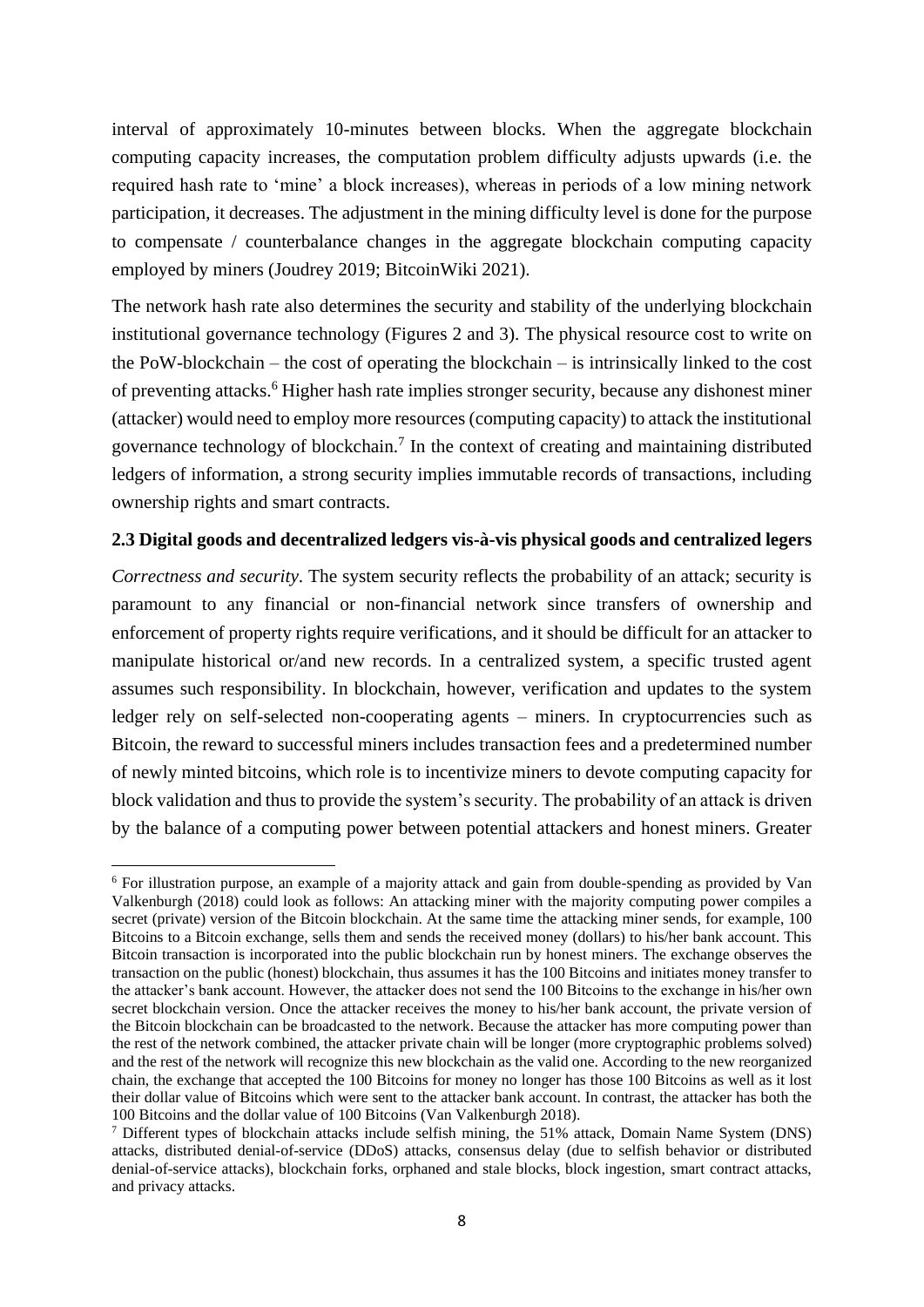interval of approximately 10-minutes between blocks. When the aggregate blockchain computing capacity increases, the computation problem difficulty adjusts upwards (i.e. the required hash rate to 'mine' a block increases), whereas in periods of a low mining network participation, it decreases. The adjustment in the mining difficulty level is done for the purpose to compensate / counterbalance changes in the aggregate blockchain computing capacity employed by miners (Joudrey 2019; BitcoinWiki 2021).

The network hash rate also determines the security and stability of the underlying blockchain institutional governance technology (Figures 2 and 3). The physical resource cost to write on the PoW-blockchain – the cost of operating the blockchain – is intrinsically linked to the cost of preventing attacks.[6] Higher hash rate implies stronger security, because any dishonest miner (attacker) would need to employ more resources (computing capacity) to attack the institutional governance technology of blockchain.[7] In the context of creating and maintaining distributed ledgers of information, a strong security implies immutable records of transactions, including ownership rights and smart contracts.

### 2.3 Digital goods and decentralized ledgers vis-à-vis physical goods and centralized legers

*Correctness and security*. The system security reflects the probability of an attack; security is paramount to any financial or non-financial network since transfers of ownership and enforcement of property rights require verifications, and it should be difficult for an attacker to manipulate historical or/and new records. In a centralized system, a specific trusted agent assumes such responsibility. In blockchain, however, verification and updates to the system ledger rely on self-selected non-cooperating agents – miners. In cryptocurrencies such as Bitcoin, the reward to successful miners includes transaction fees and a predetermined number of newly minted bitcoins, which role is to incentivize miners to devote computing capacity for block validation and thus to provide the system's security. The probability of an attack is driven by the balance of a computing power between potential attackers and honest miners. Greater

---

[6] For illustration purpose, an example of a majority attack and gain from double-spending as provided by Van Valkenburgh (2018) could look as follows: An attacking miner with the majority computing power compiles a secret (private) version of the Bitcoin blockchain. At the same time the attacking miner sends, for example, 100 Bitcoins to a Bitcoin exchange, sells them and sends the received money (dollars) to his/her bank account. This Bitcoin transaction is incorporated into the public blockchain run by honest miners. The exchange observes the transaction on the public (honest) blockchain, thus assumes it has the 100 Bitcoins and initiates money transfer to the attacker's bank account. However, the attacker does not send the 100 Bitcoins to the exchange in his/her own secret blockchain version. Once the attacker receives the money to his/her bank account, the private version of the Bitcoin blockchain can be broadcasted to the network. Because the attacker has more computing power than the rest of the network combined, the attacker private chain will be longer (more cryptographic problems solved) and the rest of the network will recognize this new blockchain as the valid one. According to the new reorganized chain, the exchange that accepted the 100 Bitcoins for money no longer has those 100 Bitcoins as well as it lost their dollar value of Bitcoins which were sent to the attacker bank account. In contrast, the attacker has both the 100 Bitcoins and the dollar value of 100 Bitcoins (Van Valkenburgh 2018).

[7] Different types of blockchain attacks include selfish mining, the 51% attack, Domain Name System (DNS) attacks, distributed denial-of-service (DDoS) attacks, consensus delay (due to selfish behavior or distributed denial-of-service attacks), blockchain forks, orphaned and stale blocks, block ingestion, smart contract attacks, and privacy attacks.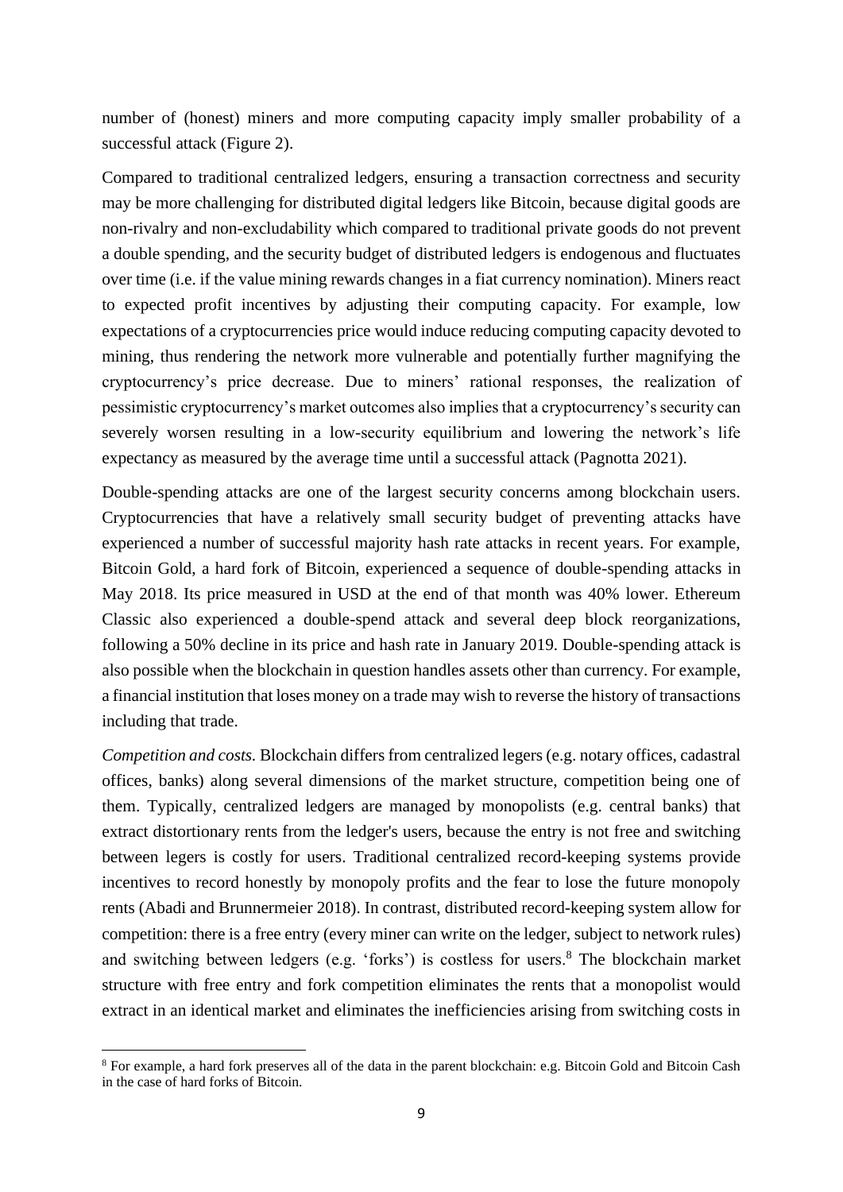number of (honest) miners and more computing capacity imply smaller probability of a successful attack (Figure 2).

Compared to traditional centralized ledgers, ensuring a transaction correctness and security may be more challenging for distributed digital ledgers like Bitcoin, because digital goods are non-rivalry and non-excludability which compared to traditional private goods do not prevent a double spending, and the security budget of distributed ledgers is endogenous and fluctuates over time (i.e. if the value mining rewards changes in a fiat currency nomination). Miners react to expected profit incentives by adjusting their computing capacity. For example, low expectations of a cryptocurrencies price would induce reducing computing capacity devoted to mining, thus rendering the network more vulnerable and potentially further magnifying the cryptocurrency's price decrease. Due to miners' rational responses, the realization of pessimistic cryptocurrency's market outcomes also implies that a cryptocurrency's security can severely worsen resulting in a low-security equilibrium and lowering the network's life expectancy as measured by the average time until a successful attack (Pagnotta 2021).

Double-spending attacks are one of the largest security concerns among blockchain users. Cryptocurrencies that have a relatively small security budget of preventing attacks have experienced a number of successful majority hash rate attacks in recent years. For example, Bitcoin Gold, a hard fork of Bitcoin, experienced a sequence of double-spending attacks in May 2018. Its price measured in USD at the end of that month was 40% lower. Ethereum Classic also experienced a double-spend attack and several deep block reorganizations, following a 50% decline in its price and hash rate in January 2019. Double-spending attack is also possible when the blockchain in question handles assets other than currency. For example, a financial institution that loses money on a trade may wish to reverse the history of transactions including that trade.

*Competition and costs.* Blockchain differs from centralized legers (e.g. notary offices, cadastral offices, banks) along several dimensions of the market structure, competition being one of them. Typically, centralized ledgers are managed by monopolists (e.g. central banks) that extract distortionary rents from the ledger's users, because the entry is not free and switching between legers is costly for users. Traditional centralized record-keeping systems provide incentives to record honestly by monopoly profits and the fear to lose the future monopoly rents (Abadi and Brunnermeier 2018). In contrast, distributed record-keeping system allow for competition: there is a free entry (every miner can write on the ledger, subject to network rules) and switching between ledgers (e.g. 'forks') is costless for users.[8] The blockchain market structure with free entry and fork competition eliminates the rents that a monopolist would extract in an identical market and eliminates the inefficiencies arising from switching costs in

[8] For example, a hard fork preserves all of the data in the parent blockchain: e.g. Bitcoin Gold and Bitcoin Cash in the case of hard forks of Bitcoin.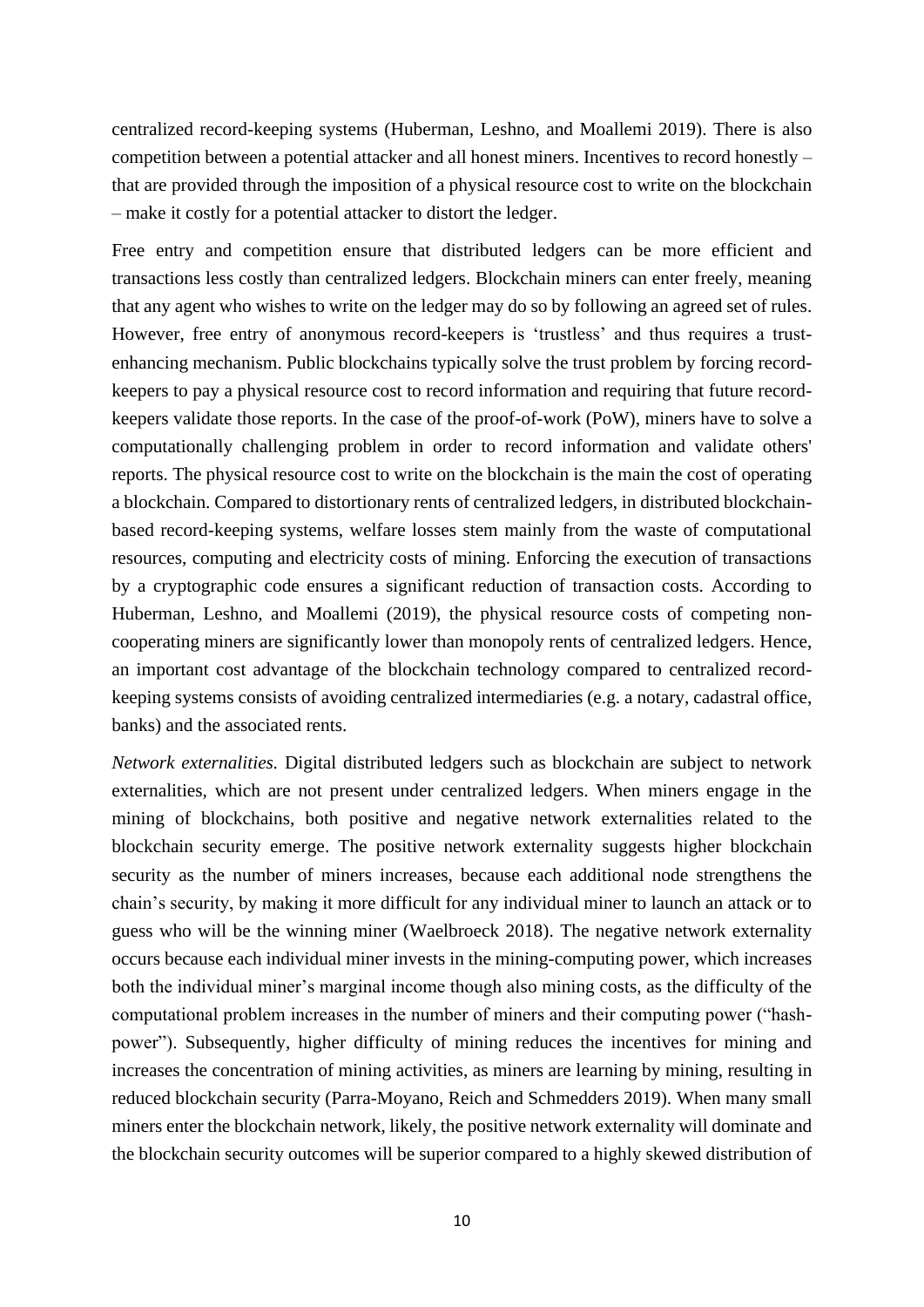centralized record-keeping systems (Huberman, Leshno, and Moallemi 2019). There is also competition between a potential attacker and all honest miners. Incentives to record honestly – that are provided through the imposition of a physical resource cost to write on the blockchain – make it costly for a potential attacker to distort the ledger.

Free entry and competition ensure that distributed ledgers can be more efficient and transactions less costly than centralized ledgers. Blockchain miners can enter freely, meaning that any agent who wishes to write on the ledger may do so by following an agreed set of rules. However, free entry of anonymous record-keepers is 'trustless' and thus requires a trust-enhancing mechanism. Public blockchains typically solve the trust problem by forcing record-keepers to pay a physical resource cost to record information and requiring that future record-keepers validate those reports. In the case of the proof-of-work (PoW), miners have to solve a computationally challenging problem in order to record information and validate others' reports. The physical resource cost to write on the blockchain is the main the cost of operating a blockchain. Compared to distortionary rents of centralized ledgers, in distributed blockchain-based record-keeping systems, welfare losses stem mainly from the waste of computational resources, computing and electricity costs of mining. Enforcing the execution of transactions by a cryptographic code ensures a significant reduction of transaction costs. According to Huberman, Leshno, and Moallemi (2019), the physical resource costs of competing non-cooperating miners are significantly lower than monopoly rents of centralized ledgers. Hence, an important cost advantage of the blockchain technology compared to centralized record-keeping systems consists of avoiding centralized intermediaries (e.g. a notary, cadastral office, banks) and the associated rents.

*Network externalities.* Digital distributed ledgers such as blockchain are subject to network externalities, which are not present under centralized ledgers. When miners engage in the mining of blockchains, both positive and negative network externalities related to the blockchain security emerge. The positive network externality suggests higher blockchain security as the number of miners increases, because each additional node strengthens the chain's security, by making it more difficult for any individual miner to launch an attack or to guess who will be the winning miner (Waelbroeck 2018). The negative network externality occurs because each individual miner invests in the mining-computing power, which increases both the individual miner's marginal income though also mining costs, as the difficulty of the computational problem increases in the number of miners and their computing power ("hash-power"). Subsequently, higher difficulty of mining reduces the incentives for mining and increases the concentration of mining activities, as miners are learning by mining, resulting in reduced blockchain security (Parra-Moyano, Reich and Schmedders 2019). When many small miners enter the blockchain network, likely, the positive network externality will dominate and the blockchain security outcomes will be superior compared to a highly skewed distribution of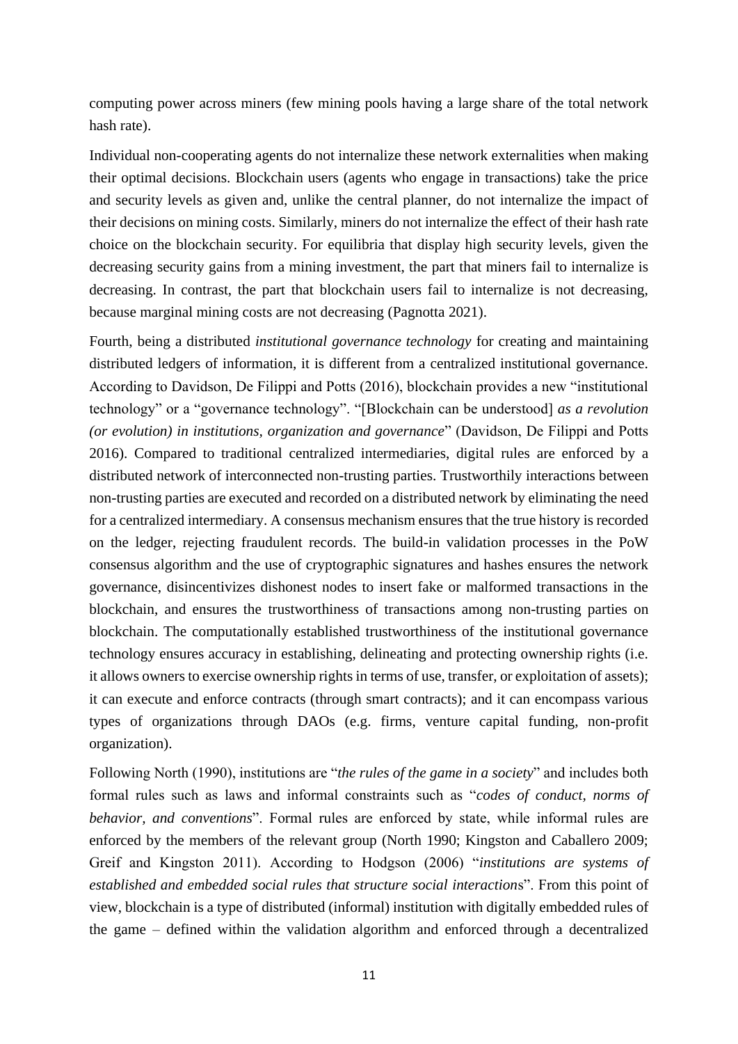computing power across miners (few mining pools having a large share of the total network hash rate).

Individual non-cooperating agents do not internalize these network externalities when making their optimal decisions. Blockchain users (agents who engage in transactions) take the price and security levels as given and, unlike the central planner, do not internalize the impact of their decisions on mining costs. Similarly, miners do not internalize the effect of their hash rate choice on the blockchain security. For equilibria that display high security levels, given the decreasing security gains from a mining investment, the part that miners fail to internalize is decreasing. In contrast, the part that blockchain users fail to internalize is not decreasing, because marginal mining costs are not decreasing (Pagnotta 2021).

Fourth, being a distributed *institutional governance technology* for creating and maintaining distributed ledgers of information, it is different from a centralized institutional governance. According to Davidson, De Filippi and Potts (2016), blockchain provides a new "institutional technology" or a "governance technology". "[Blockchain can be understood] *as a revolution (or evolution) in institutions, organization and governance*" (Davidson, De Filippi and Potts 2016). Compared to traditional centralized intermediaries, digital rules are enforced by a distributed network of interconnected non-trusting parties. Trustworthily interactions between non-trusting parties are executed and recorded on a distributed network by eliminating the need for a centralized intermediary. A consensus mechanism ensures that the true history is recorded on the ledger, rejecting fraudulent records. The build-in validation processes in the PoW consensus algorithm and the use of cryptographic signatures and hashes ensures the network governance, disincentivizes dishonest nodes to insert fake or malformed transactions in the blockchain, and ensures the trustworthiness of transactions among non-trusting parties on blockchain. The computationally established trustworthiness of the institutional governance technology ensures accuracy in establishing, delineating and protecting ownership rights (i.e. it allows owners to exercise ownership rights in terms of use, transfer, or exploitation of assets); it can execute and enforce contracts (through smart contracts); and it can encompass various types of organizations through DAOs (e.g. firms, venture capital funding, non-profit organization).

Following North (1990), institutions are "*the rules of the game in a society*" and includes both formal rules such as laws and informal constraints such as "*codes of conduct, norms of behavior, and conventions*". Formal rules are enforced by state, while informal rules are enforced by the members of the relevant group (North 1990; Kingston and Caballero 2009; Greif and Kingston 2011). According to Hodgson (2006) "*institutions are systems of established and embedded social rules that structure social interactions*". From this point of view, blockchain is a type of distributed (informal) institution with digitally embedded rules of the game – defined within the validation algorithm and enforced through a decentralized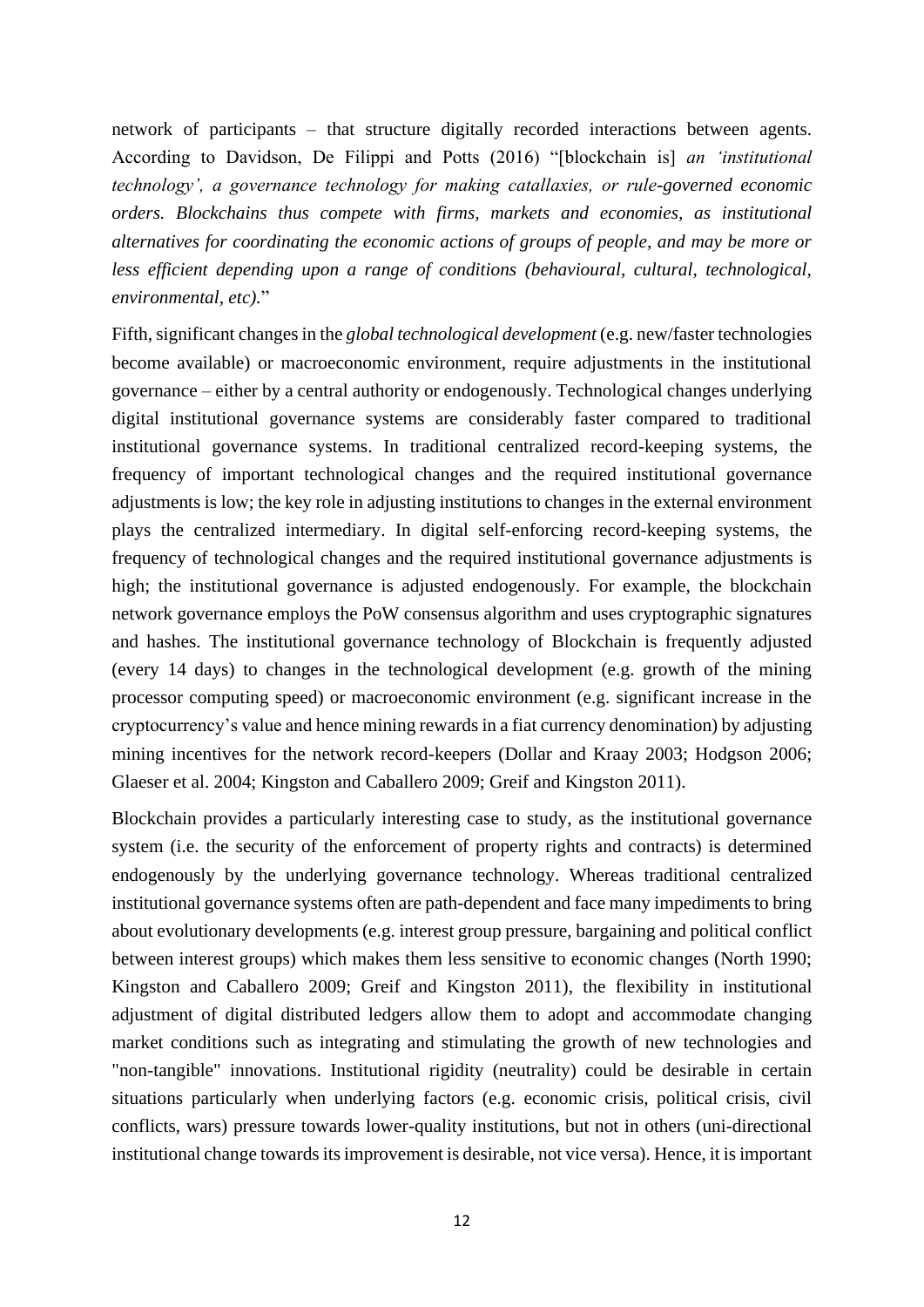network of participants – that structure digitally recorded interactions between agents. According to Davidson, De Filippi and Potts (2016) "[blockchain is] *an 'institutional technology', a governance technology for making catallaxies, or rule-governed economic orders. Blockchains thus compete with firms, markets and economies, as institutional alternatives for coordinating the economic actions of groups of people, and may be more or less efficient depending upon a range of conditions (behavioural, cultural, technological, environmental, etc).*"

Fifth, significant changes in the *global technological development* (e.g. new/faster technologies become available) or macroeconomic environment, require adjustments in the institutional governance – either by a central authority or endogenously. Technological changes underlying digital institutional governance systems are considerably faster compared to traditional institutional governance systems. In traditional centralized record-keeping systems, the frequency of important technological changes and the required institutional governance adjustments is low; the key role in adjusting institutions to changes in the external environment plays the centralized intermediary. In digital self-enforcing record-keeping systems, the frequency of technological changes and the required institutional governance adjustments is high; the institutional governance is adjusted endogenously. For example, the blockchain network governance employs the PoW consensus algorithm and uses cryptographic signatures and hashes. The institutional governance technology of Blockchain is frequently adjusted (every 14 days) to changes in the technological development (e.g. growth of the mining processor computing speed) or macroeconomic environment (e.g. significant increase in the cryptocurrency's value and hence mining rewards in a fiat currency denomination) by adjusting mining incentives for the network record-keepers (Dollar and Kraay 2003; Hodgson 2006; Glaeser et al. 2004; Kingston and Caballero 2009; Greif and Kingston 2011).

Blockchain provides a particularly interesting case to study, as the institutional governance system (i.e. the security of the enforcement of property rights and contracts) is determined endogenously by the underlying governance technology. Whereas traditional centralized institutional governance systems often are path-dependent and face many impediments to bring about evolutionary developments (e.g. interest group pressure, bargaining and political conflict between interest groups) which makes them less sensitive to economic changes (North 1990; Kingston and Caballero 2009; Greif and Kingston 2011), the flexibility in institutional adjustment of digital distributed ledgers allow them to adopt and accommodate changing market conditions such as integrating and stimulating the growth of new technologies and "non-tangible" innovations. Institutional rigidity (neutrality) could be desirable in certain situations particularly when underlying factors (e.g. economic crisis, political crisis, civil conflicts, wars) pressure towards lower-quality institutions, but not in others (uni-directional institutional change towards its improvement is desirable, not vice versa). Hence, it is important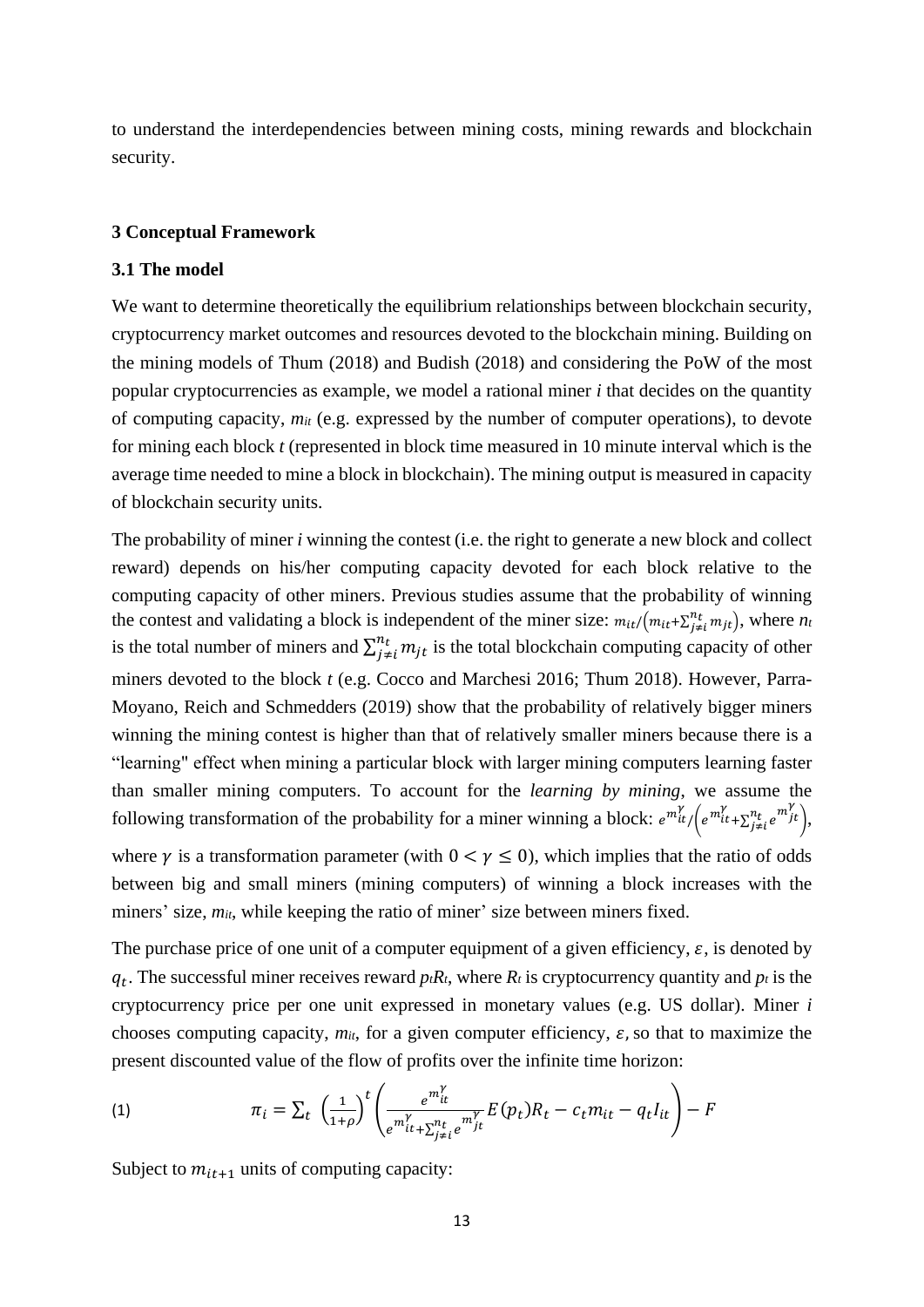to understand the interdependencies between mining costs, mining rewards and blockchain security.

## 3 Conceptual Framework

### 3.1 The model

We want to determine theoretically the equilibrium relationships between blockchain security, cryptocurrency market outcomes and resources devoted to the blockchain mining. Building on the mining models of Thum (2018) and Budish (2018) and considering the PoW of the most popular cryptocurrencies as example, we model a rational miner *i* that decides on the quantity of computing capacity, $m_{it}$ (e.g. expressed by the number of computer operations), to devote for mining each block *t* (represented in block time measured in 10 minute interval which is the average time needed to mine a block in blockchain). The mining output is measured in capacity of blockchain security units.

The probability of miner *i* winning the contest (i.e. the right to generate a new block and collect reward) depends on his/her computing capacity devoted for each block relative to the computing capacity of other miners. Previous studies assume that the probability of winning the contest and validating a block is independent of the miner size: $m_{it}/\left(m_{it}+\sum_{j\neq i}^{n_t} m_{jt}\right)$, where $n_t$ is the total number of miners and $\sum_{j\neq i}^{n_t} m_{jt}$ is the total blockchain computing capacity of other miners devoted to the block *t* (e.g. Cocco and Marchesi 2016; Thum 2018). However, Parra-Moyano, Reich and Schmedders (2019) show that the probability of relatively bigger miners winning the mining contest is higher than that of relatively smaller miners because there is a "learning" effect when mining a particular block with larger mining computers learning faster than smaller mining computers. To account for the *learning by mining*, we assume the following transformation of the probability for a miner winning a block: $e^{m_{it}^{\gamma}}/\left(e^{m_{it}^{\gamma}}+\sum_{j\neq i}^{n_t} e^{m_{jt}^{\gamma}}\right)$, where $\gamma$ is a transformation parameter (with $0 < \gamma \leq 0$), which implies that the ratio of odds between big and small miners (mining computers) of winning a block increases with the miners' size, $m_{it}$, while keeping the ratio of miner' size between miners fixed.

The purchase price of one unit of a computer equipment of a given efficiency, $\varepsilon$, is denoted by $q_t$. The successful miner receives reward $p_tR_t$, where $R_t$ is cryptocurrency quantity and $p_t$ is the cryptocurrency price per one unit expressed in monetary values (e.g. US dollar). Miner *i* chooses computing capacity, $m_{it}$, for a given computer efficiency, $\varepsilon$, so that to maximize the present discounted value of the flow of profits over the infinite time horizon:

$$\pi_i = \sum_t \left(\frac{1}{1+\rho}\right)^t \left(\frac{e^{m_{it}^{\gamma}}}{e^{m_{it}^{\gamma}}+\sum_{j\neq i}^{n_t} e^{m_{jt}^{\gamma}}} E(p_t)R_t - c_t m_{it} - q_t I_{it}\right) - F \tag{1}$$

Subject to $m_{it+1}$ units of computing capacity: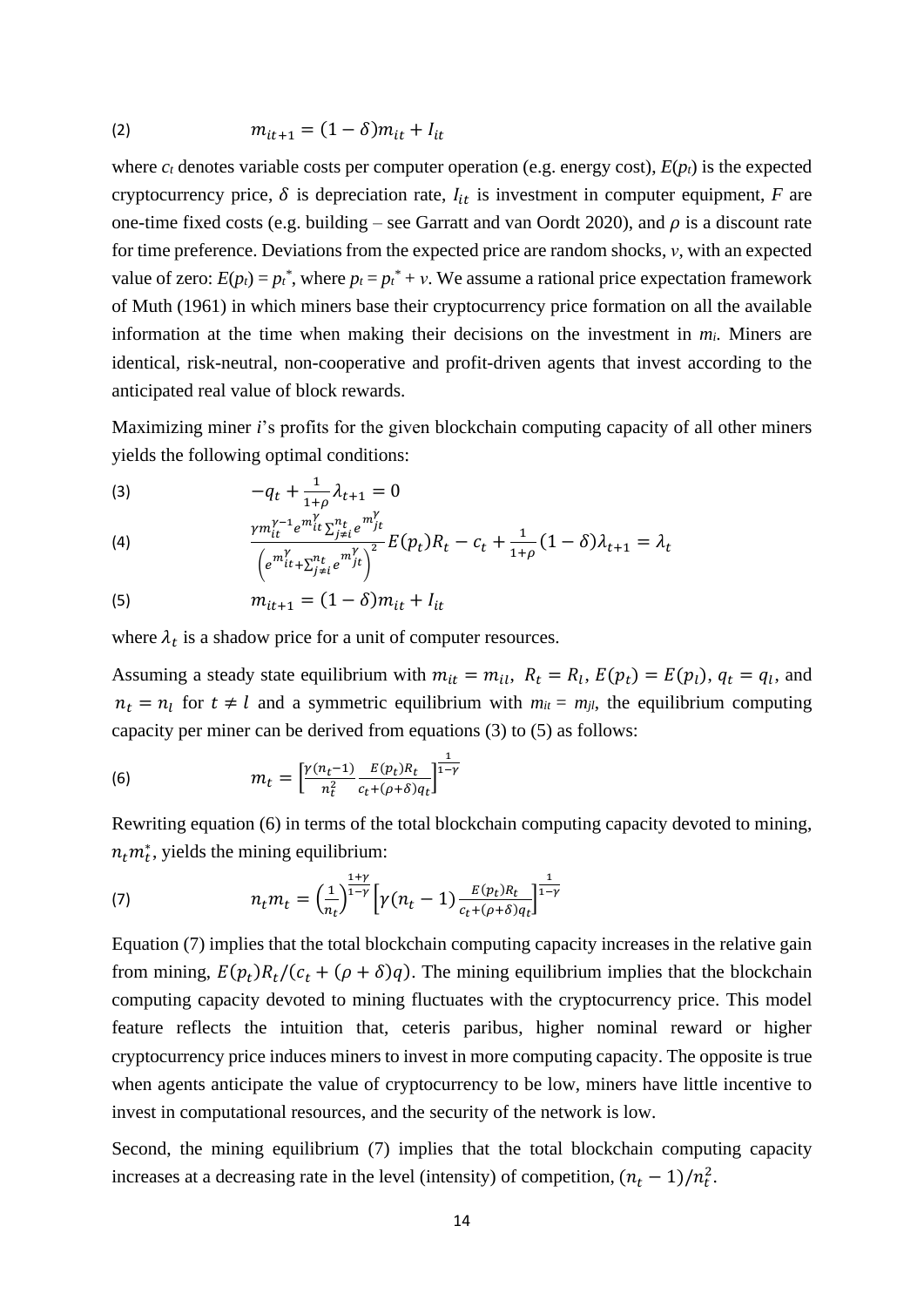$$(2) \qquad m_{it+1} = (1-\delta)m_{it} + I_{it}$$

where $c_t$ denotes variable costs per computer operation (e.g. energy cost), $E(p_t)$ is the expected cryptocurrency price, $\delta$ is depreciation rate, $I_{it}$ is investment in computer equipment, $F$ are one-time fixed costs (e.g. building – see Garratt and van Oordt 2020), and $\rho$ is a discount rate for time preference. Deviations from the expected price are random shocks, $v$, with an expected value of zero: $E(p_t) = p_t^*$, where $p_t = p_t^* + v$. We assume a rational price expectation framework of Muth (1961) in which miners base their cryptocurrency price formation on all the available information at the time when making their decisions on the investment in $m_i$. Miners are identical, risk-neutral, non-cooperative and profit-driven agents that invest according to the anticipated real value of block rewards.

Maximizing miner $i$'s profits for the given blockchain computing capacity of all other miners yields the following optimal conditions:

$$(3) \qquad -q_t + \frac{1}{1+\rho}\lambda_{t+1} = 0$$

$$(4) \qquad \frac{\gamma m_{it}^{\gamma-1} e^{m_{it}^{\gamma}} \sum_{j\neq i}^{n_t} e^{m_{jt}^{\gamma}}}{\left(e^{m_{it}^{\gamma}} + \sum_{j\neq i}^{n_t} e^{m_{jt}^{\gamma}}\right)^2} E(p_t) R_t - c_t + \frac{1}{1+\rho}(1-\delta)\lambda_{t+1} = \lambda_t$$

$$(5) \qquad m_{it+1} = (1-\delta)m_{it} + I_{it}$$

where $\lambda_t$ is a shadow price for a unit of computer resources.

Assuming a steady state equilibrium with $m_{it} = m_{il}$, $R_t = R_l$, $E(p_t) = E(p_l)$, $q_t = q_l$, and $n_t = n_l$ for $t \neq l$ and a symmetric equilibrium with $m_{it} = m_{jl}$, the equilibrium computing capacity per miner can be derived from equations (3) to (5) as follows:

$$(6) \qquad m_t = \left[\frac{\gamma(n_t - 1)}{n_t^2} \frac{E(p_t)R_t}{c_t + (\rho+\delta)q_t}\right]^{\frac{1}{1-\gamma}}$$

Rewriting equation (6) in terms of the total blockchain computing capacity devoted to mining, $n_t m_t^*$, yields the mining equilibrium:

$$(7) \qquad n_t m_t = \left(\frac{1}{n_t}\right)^{\frac{1+\gamma}{1-\gamma}} \left[\gamma(n_t - 1)\frac{E(p_t)R_t}{c_t + (\rho+\delta)q_t}\right]^{\frac{1}{1-\gamma}}$$

Equation (7) implies that the total blockchain computing capacity increases in the relative gain from mining, $E(p_t)R_t/(c_t + (\rho+\delta)q)$. The mining equilibrium implies that the blockchain computing capacity devoted to mining fluctuates with the cryptocurrency price. This model feature reflects the intuition that, ceteris paribus, higher nominal reward or higher cryptocurrency price induces miners to invest in more computing capacity. The opposite is true when agents anticipate the value of cryptocurrency to be low, miners have little incentive to invest in computational resources, and the security of the network is low.

Second, the mining equilibrium (7) implies that the total blockchain computing capacity increases at a decreasing rate in the level (intensity) of competition, $(n_t - 1)/n_t^2$.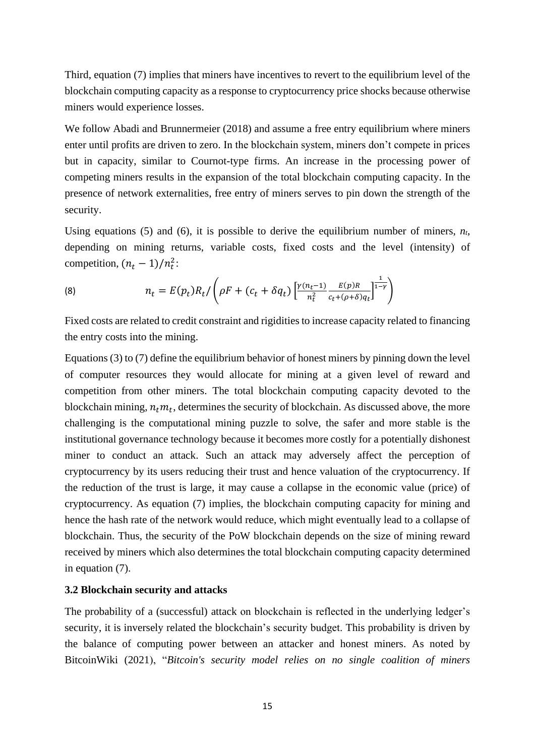Third, equation (7) implies that miners have incentives to revert to the equilibrium level of the blockchain computing capacity as a response to cryptocurrency price shocks because otherwise miners would experience losses.

We follow Abadi and Brunnermeier (2018) and assume a free entry equilibrium where miners enter until profits are driven to zero. In the blockchain system, miners don't compete in prices but in capacity, similar to Cournot-type firms. An increase in the processing power of competing miners results in the expansion of the total blockchain computing capacity. In the presence of network externalities, free entry of miners serves to pin down the strength of the security.

Using equations (5) and (6), it is possible to derive the equilibrium number of miners, $n_t$, depending on mining returns, variable costs, fixed costs and the level (intensity) of competition, $(n_t - 1)/n_t^2$:

$$n_t = E(p_t)R_t / \left( \rho F + (c_t + \delta q_t) \left[ \frac{\gamma(n_t - 1)}{n_t^2} \frac{E(p)R}{c_t + (\rho + \delta) q_t} \right]^{\frac{1}{1-\gamma}} \right) \tag{8}$$

Fixed costs are related to credit constraint and rigidities to increase capacity related to financing the entry costs into the mining.

Equations (3) to (7) define the equilibrium behavior of honest miners by pinning down the level of computer resources they would allocate for mining at a given level of reward and competition from other miners. The total blockchain computing capacity devoted to the blockchain mining, $n_t m_t$, determines the security of blockchain. As discussed above, the more challenging is the computational mining puzzle to solve, the safer and more stable is the institutional governance technology because it becomes more costly for a potentially dishonest miner to conduct an attack. Such an attack may adversely affect the perception of cryptocurrency by its users reducing their trust and hence valuation of the cryptocurrency. If the reduction of the trust is large, it may cause a collapse in the economic value (price) of cryptocurrency. As equation (7) implies, the blockchain computing capacity for mining and hence the hash rate of the network would reduce, which might eventually lead to a collapse of blockchain. Thus, the security of the PoW blockchain depends on the size of mining reward received by miners which also determines the total blockchain computing capacity determined in equation (7).

### 3.2 Blockchain security and attacks

The probability of a (successful) attack on blockchain is reflected in the underlying ledger's security, it is inversely related the blockchain's security budget. This probability is driven by the balance of computing power between an attacker and honest miners. As noted by BitcoinWiki (2021), "*Bitcoin's security model relies on no single coalition of miners*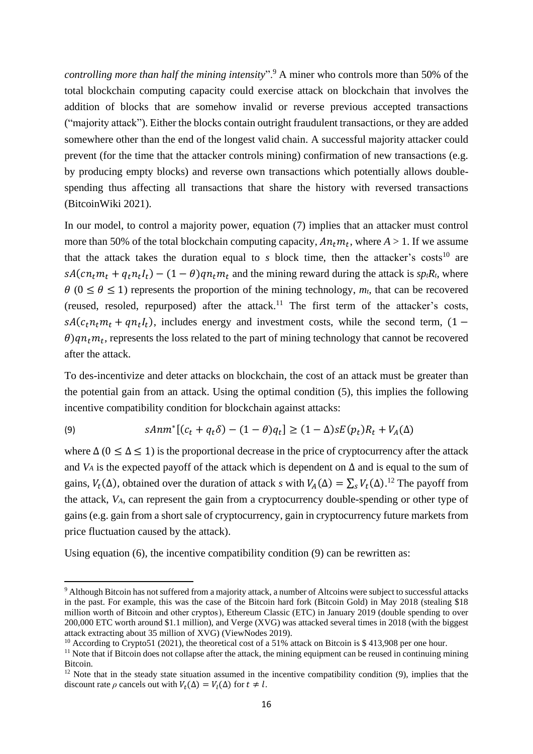*controlling more than half the mining intensity*".[9] A miner who controls more than 50% of the total blockchain computing capacity could exercise attack on blockchain that involves the addition of blocks that are somehow invalid or reverse previous accepted transactions ("majority attack"). Either the blocks contain outright fraudulent transactions, or they are added somewhere other than the end of the longest valid chain. A successful majority attacker could prevent (for the time that the attacker controls mining) confirmation of new transactions (e.g. by producing empty blocks) and reverse own transactions which potentially allows double-spending thus affecting all transactions that share the history with reversed transactions (BitcoinWiki 2021).

In our model, to control a majority power, equation (7) implies that an attacker must control more than 50% of the total blockchain computing capacity, $An_t m_t$, where $A > 1$. If we assume that the attack takes the duration equal to *s* block time, then the attacker's costs[10] are $sA(cn_t m_t + q_t n_t I_t) - (1-\theta) q n_t m_t$ and the mining reward during the attack is $sp_t R_t$, where $\theta$ $(0 \leq \theta \leq 1)$ represents the proportion of the mining technology, $m_t$, that can be recovered (reused, resoled, repurposed) after the attack.[11] The first term of the attacker's costs, $sA(c_t n_t m_t + q n_t I_t)$, includes energy and investment costs, while the second term, $(1-\theta) q n_t m_t$, represents the loss related to the part of mining technology that cannot be recovered after the attack.

To des-incentivize and deter attacks on blockchain, the cost of an attack must be greater than the potential gain from an attack. Using the optimal condition (5), this implies the following incentive compatibility condition for blockchain against attacks:

$$sAnm^*[(c_t + q_t\delta) - (1-\theta)q_t] \geq (1-\Delta) sE(p_t) R_t + V_A(\Delta) \tag{9}$$

where $\Delta$ $(0 \leq \Delta \leq 1)$ is the proportional decrease in the price of cryptocurrency after the attack and $V_A$ is the expected payoff of the attack which is dependent on $\Delta$ and is equal to the sum of gains, $V_t(\Delta)$, obtained over the duration of attack *s* with $V_A(\Delta) = \sum_s V_t(\Delta)$.[12] The payoff from the attack, $V_A$, can represent the gain from a cryptocurrency double-spending or other type of gains (e.g. gain from a short sale of cryptocurrency, gain in cryptocurrency future markets from price fluctuation caused by the attack).

Using equation (6), the incentive compatibility condition (9) can be rewritten as:

---

[9] Although Bitcoin has not suffered from a majority attack, a number of Altcoins were subject to successful attacks in the past. For example, this was the case of the Bitcoin hard fork (Bitcoin Gold) in May 2018 (stealing \$18 million worth of Bitcoin and other cryptos), Ethereum Classic (ETC) in January 2019 (double spending to over 200,000 ETC worth around \$1.1 million), and Verge (XVG) was attacked several times in 2018 (with the biggest attack extracting about 35 million of XVG) (ViewNodes 2019).

[10] According to Crypto51 (2021), the theoretical cost of a 51% attack on Bitcoin is \$ 413,908 per one hour.

[11] Note that if Bitcoin does not collapse after the attack, the mining equipment can be reused in continuing mining Bitcoin.

[12] Note that in the steady state situation assumed in the incentive compatibility condition (9), implies that the discount rate $\rho$ cancels out with $V_t(\Delta) = V_l(\Delta)$ for $t \neq l$.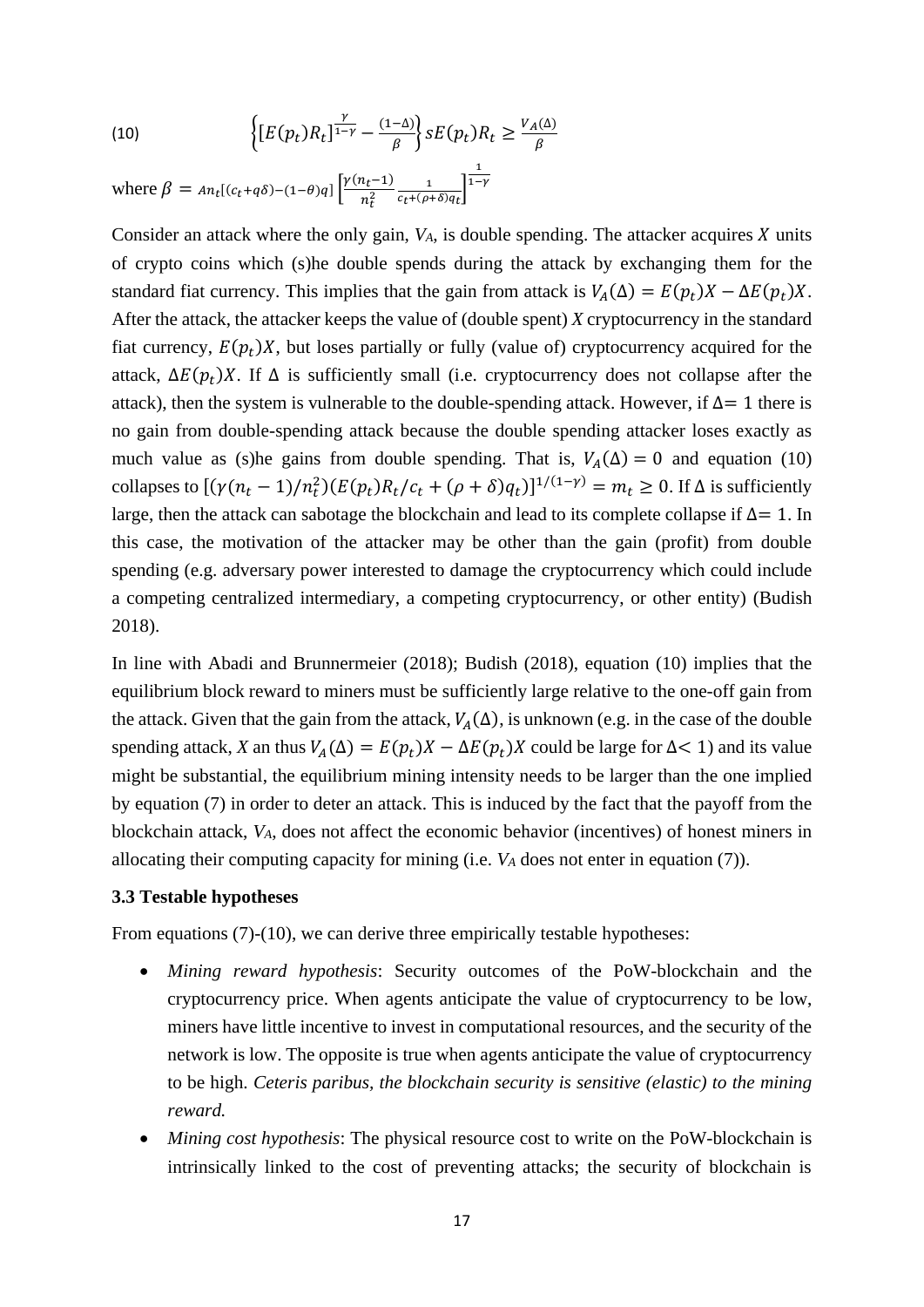$$\left\{[E(p_t)R_t]^{\frac{\gamma}{1-\gamma}} - \frac{(1-\Delta)}{\beta}\right\} sE(p_t)R_t \geq \frac{V_A(\Delta)}{\beta} \tag{10}$$

where $\beta = An_t[(c_t+q\delta)-(1-\theta)q]\left[\frac{\gamma(n_t-1)}{n_t^2}\frac{1}{c_t+(\rho+\delta)q_t}\right]^{\frac{1}{1-\gamma}}$

Consider an attack where the only gain, $V_A$, is double spending. The attacker acquires $X$ units of crypto coins which (s)he double spends during the attack by exchanging them for the standard fiat currency. This implies that the gain from attack is $V_A(\Delta) = E(p_t)X - \Delta E(p_t)X$. After the attack, the attacker keeps the value of (double spent) $X$ cryptocurrency in the standard fiat currency, $E(p_t)X$, but loses partially or fully (value of) cryptocurrency acquired for the attack, $\Delta E(p_t)X$. If $\Delta$ is sufficiently small (i.e. cryptocurrency does not collapse after the attack), then the system is vulnerable to the double-spending attack. However, if $\Delta = 1$ there is no gain from double-spending attack because the double spending attacker loses exactly as much value as (s)he gains from double spending. That is, $V_A(\Delta) = 0$ and equation (10) collapses to $[(\gamma(n_t-1)/n_t^2)(E(p_t)R_t/c_t + (\rho+\delta)q_t)]^{1/(1-\gamma)} = m_t \geq 0$. If $\Delta$ is sufficiently large, then the attack can sabotage the blockchain and lead to its complete collapse if $\Delta = 1$. In this case, the motivation of the attacker may be other than the gain (profit) from double spending (e.g. adversary power interested to damage the cryptocurrency which could include a competing centralized intermediary, a competing cryptocurrency, or other entity) (Budish 2018).

In line with Abadi and Brunnermeier (2018); Budish (2018), equation (10) implies that the equilibrium block reward to miners must be sufficiently large relative to the one-off gain from the attack. Given that the gain from the attack, $V_A(\Delta)$, is unknown (e.g. in the case of the double spending attack, $X$ an thus $V_A(\Delta) = E(p_t)X - \Delta E(p_t)X$ could be large for $\Delta < 1$) and its value might be substantial, the equilibrium mining intensity needs to be larger than the one implied by equation (7) in order to deter an attack. This is induced by the fact that the payoff from the blockchain attack, $V_A$, does not affect the economic behavior (incentives) of honest miners in allocating their computing capacity for mining (i.e. $V_A$ does not enter in equation (7)).

### 3.3 Testable hypotheses

From equations (7)-(10), we can derive three empirically testable hypotheses:

- *Mining reward hypothesis*: Security outcomes of the PoW-blockchain and the cryptocurrency price. When agents anticipate the value of cryptocurrency to be low, miners have little incentive to invest in computational resources, and the security of the network is low. The opposite is true when agents anticipate the value of cryptocurrency to be high. *Ceteris paribus, the blockchain security is sensitive (elastic) to the mining reward.*
- *Mining cost hypothesis*: The physical resource cost to write on the PoW-blockchain is intrinsically linked to the cost of preventing attacks; the security of blockchain is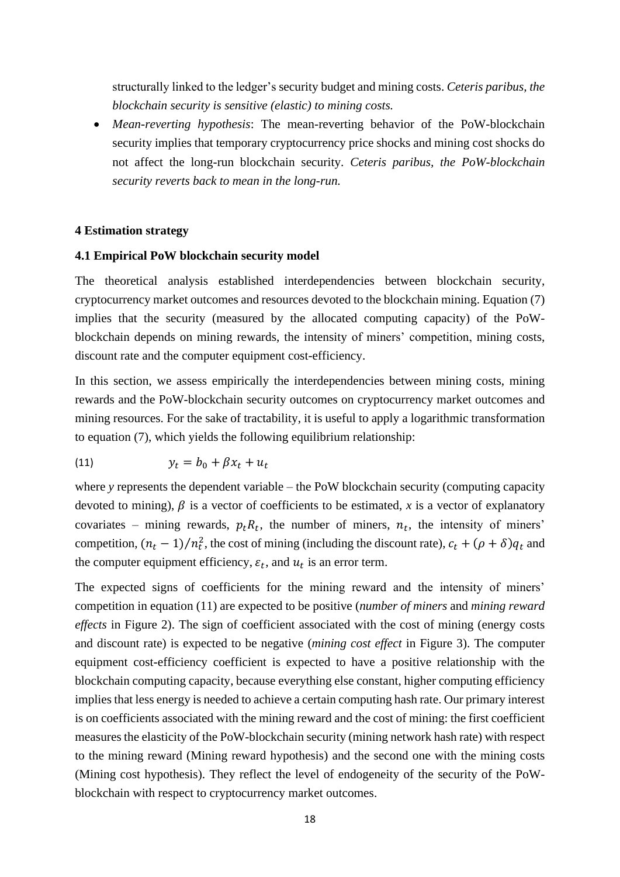structurally linked to the ledger's security budget and mining costs. *Ceteris paribus, the blockchain security is sensitive (elastic) to mining costs.*

- *Mean-reverting hypothesis*: The mean-reverting behavior of the PoW-blockchain security implies that temporary cryptocurrency price shocks and mining cost shocks do not affect the long-run blockchain security. *Ceteris paribus, the PoW-blockchain security reverts back to mean in the long-run.*

## 4 Estimation strategy

### 4.1 Empirical PoW blockchain security model

The theoretical analysis established interdependencies between blockchain security, cryptocurrency market outcomes and resources devoted to the blockchain mining. Equation (7) implies that the security (measured by the allocated computing capacity) of the PoW-blockchain depends on mining rewards, the intensity of miners' competition, mining costs, discount rate and the computer equipment cost-efficiency.

In this section, we assess empirically the interdependencies between mining costs, mining rewards and the PoW-blockchain security outcomes on cryptocurrency market outcomes and mining resources. For the sake of tractability, it is useful to apply a logarithmic transformation to equation (7), which yields the following equilibrium relationship:

$$y_t = b_0 + \beta x_t + u_t \tag{11}$$

where *y* represents the dependent variable – the PoW blockchain security (computing capacity devoted to mining), $\beta$ is a vector of coefficients to be estimated, *x* is a vector of explanatory covariates – mining rewards, $p_t R_t$, the number of miners, $n_t$, the intensity of miners' competition, $(n_t - 1)/n_t^2$, the cost of mining (including the discount rate), $c_t + (\rho + \delta) q_t$ and the computer equipment efficiency, $\varepsilon_t$, and $u_t$ is an error term.

The expected signs of coefficients for the mining reward and the intensity of miners' competition in equation (11) are expected to be positive (*number of miners* and *mining reward effects* in Figure 2). The sign of coefficient associated with the cost of mining (energy costs and discount rate) is expected to be negative (*mining cost effect* in Figure 3). The computer equipment cost-efficiency coefficient is expected to have a positive relationship with the blockchain computing capacity, because everything else constant, higher computing efficiency implies that less energy is needed to achieve a certain computing hash rate. Our primary interest is on coefficients associated with the mining reward and the cost of mining: the first coefficient measures the elasticity of the PoW-blockchain security (mining network hash rate) with respect to the mining reward (Mining reward hypothesis) and the second one with the mining costs (Mining cost hypothesis). They reflect the level of endogeneity of the security of the PoW-blockchain with respect to cryptocurrency market outcomes.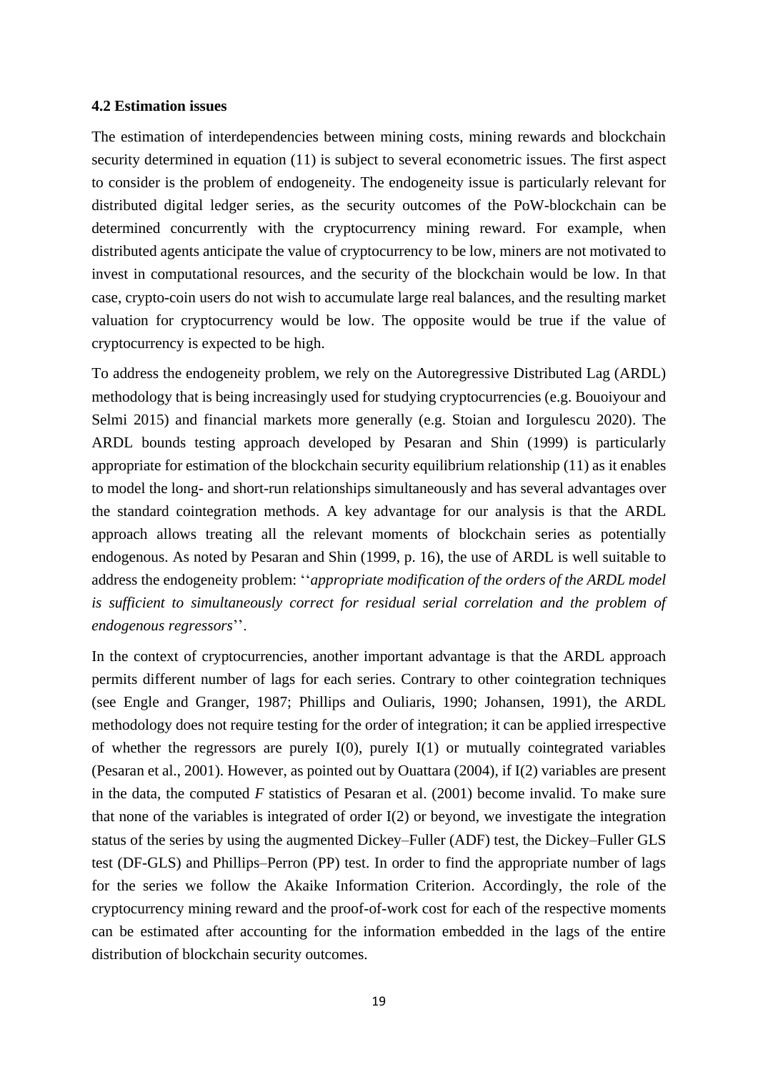### 4.2 Estimation issues

The estimation of interdependencies between mining costs, mining rewards and blockchain security determined in equation (11) is subject to several econometric issues. The first aspect to consider is the problem of endogeneity. The endogeneity issue is particularly relevant for distributed digital ledger series, as the security outcomes of the PoW-blockchain can be determined concurrently with the cryptocurrency mining reward. For example, when distributed agents anticipate the value of cryptocurrency to be low, miners are not motivated to invest in computational resources, and the security of the blockchain would be low. In that case, crypto-coin users do not wish to accumulate large real balances, and the resulting market valuation for cryptocurrency would be low. The opposite would be true if the value of cryptocurrency is expected to be high.

To address the endogeneity problem, we rely on the Autoregressive Distributed Lag (ARDL) methodology that is being increasingly used for studying cryptocurrencies (e.g. Bouoiyour and Selmi 2015) and financial markets more generally (e.g. Stoian and Iorgulescu 2020). The ARDL bounds testing approach developed by Pesaran and Shin (1999) is particularly appropriate for estimation of the blockchain security equilibrium relationship (11) as it enables to model the long- and short-run relationships simultaneously and has several advantages over the standard cointegration methods. A key advantage for our analysis is that the ARDL approach allows treating all the relevant moments of blockchain series as potentially endogenous. As noted by Pesaran and Shin (1999, p. 16), the use of ARDL is well suitable to address the endogeneity problem: ''*appropriate modification of the orders of the ARDL model is sufficient to simultaneously correct for residual serial correlation and the problem of endogenous regressors*''.

In the context of cryptocurrencies, another important advantage is that the ARDL approach permits different number of lags for each series. Contrary to other cointegration techniques (see Engle and Granger, 1987; Phillips and Ouliaris, 1990; Johansen, 1991), the ARDL methodology does not require testing for the order of integration; it can be applied irrespective of whether the regressors are purely I(0), purely I(1) or mutually cointegrated variables (Pesaran et al., 2001). However, as pointed out by Ouattara (2004), if I(2) variables are present in the data, the computed *F* statistics of Pesaran et al. (2001) become invalid. To make sure that none of the variables is integrated of order I(2) or beyond, we investigate the integration status of the series by using the augmented Dickey–Fuller (ADF) test, the Dickey–Fuller GLS test (DF-GLS) and Phillips–Perron (PP) test. In order to find the appropriate number of lags for the series we follow the Akaike Information Criterion. Accordingly, the role of the cryptocurrency mining reward and the proof-of-work cost for each of the respective moments can be estimated after accounting for the information embedded in the lags of the entire distribution of blockchain security outcomes.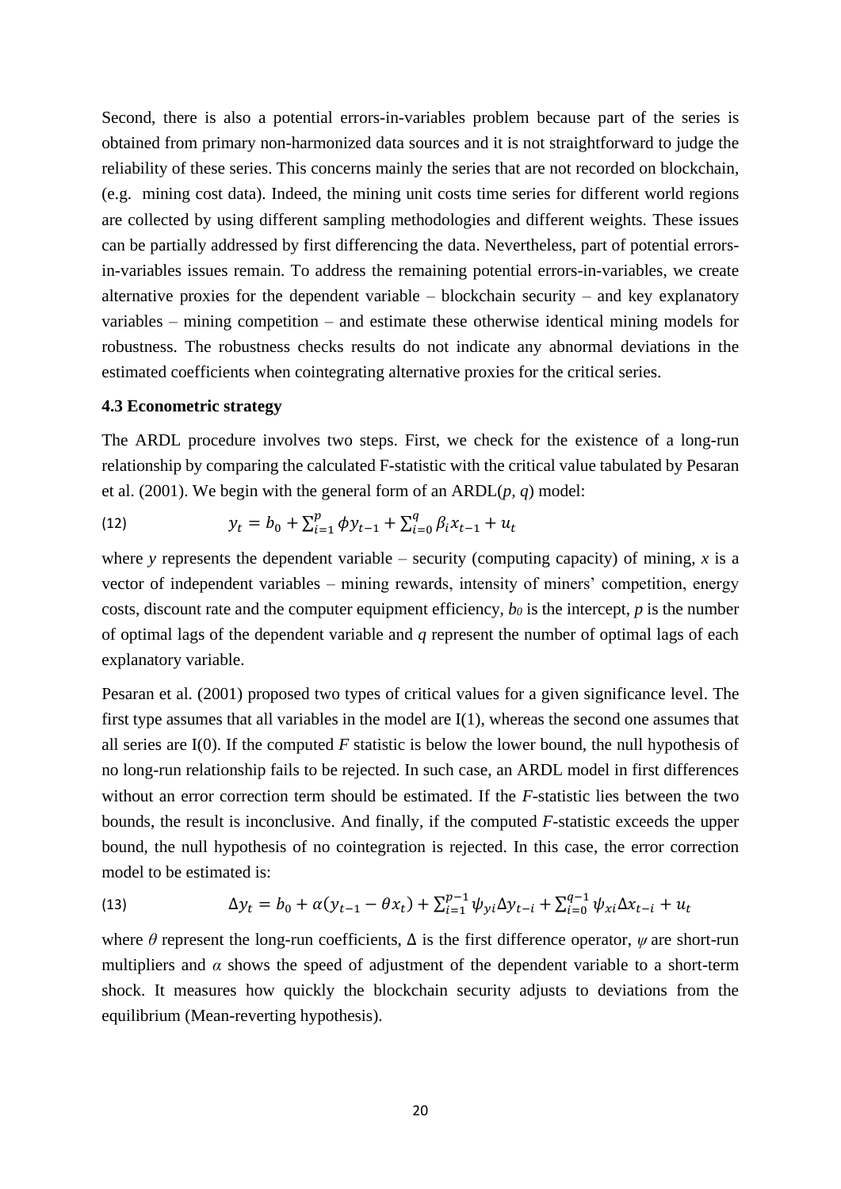Second, there is also a potential errors-in-variables problem because part of the series is obtained from primary non-harmonized data sources and it is not straightforward to judge the reliability of these series. This concerns mainly the series that are not recorded on blockchain, (e.g. mining cost data). Indeed, the mining unit costs time series for different world regions are collected by using different sampling methodologies and different weights. These issues can be partially addressed by first differencing the data. Nevertheless, part of potential errors-in-variables issues remain. To address the remaining potential errors-in-variables, we create alternative proxies for the dependent variable – blockchain security – and key explanatory variables – mining competition – and estimate these otherwise identical mining models for robustness. The robustness checks results do not indicate any abnormal deviations in the estimated coefficients when cointegrating alternative proxies for the critical series.

**4.3 Econometric strategy**

The ARDL procedure involves two steps. First, we check for the existence of a long-run relationship by comparing the calculated F-statistic with the critical value tabulated by Pesaran et al. (2001). We begin with the general form of an ARDL($p$, $q$) model:

$$y_t = b_0 + \sum_{i=1}^{p} \phi y_{t-1} + \sum_{i=0}^{q} \beta_i x_{t-1} + u_t \tag{12}$$

where $y$ represents the dependent variable – security (computing capacity) of mining, $x$ is a vector of independent variables – mining rewards, intensity of miners' competition, energy costs, discount rate and the computer equipment efficiency, $b_0$ is the intercept, $p$ is the number of optimal lags of the dependent variable and $q$ represent the number of optimal lags of each explanatory variable.

Pesaran et al. (2001) proposed two types of critical values for a given significance level. The first type assumes that all variables in the model are I(1), whereas the second one assumes that all series are I(0). If the computed $F$ statistic is below the lower bound, the null hypothesis of no long-run relationship fails to be rejected. In such case, an ARDL model in first differences without an error correction term should be estimated. If the $F$-statistic lies between the two bounds, the result is inconclusive. And finally, if the computed $F$-statistic exceeds the upper bound, the null hypothesis of no cointegration is rejected. In this case, the error correction model to be estimated is:

$$\Delta y_t = b_0 + \alpha(y_{t-1} - \theta x_t) + \sum_{i=1}^{p-1} \psi_{yi} \Delta y_{t-i} + \sum_{i=0}^{q-1} \psi_{xi} \Delta x_{t-i} + u_t \tag{13}$$

where $\theta$ represent the long-run coefficients, $\Delta$ is the first difference operator, $\psi$ are short-run multipliers and $\alpha$ shows the speed of adjustment of the dependent variable to a short-term shock. It measures how quickly the blockchain security adjusts to deviations from the equilibrium (Mean-reverting hypothesis).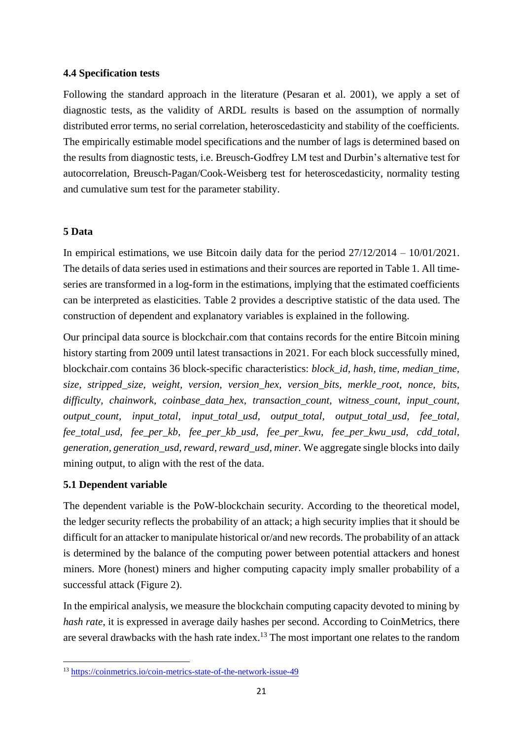### 4.4 Specification tests

Following the standard approach in the literature (Pesaran et al. 2001), we apply a set of diagnostic tests, as the validity of ARDL results is based on the assumption of normally distributed error terms, no serial correlation, heteroscedasticity and stability of the coefficients. The empirically estimable model specifications and the number of lags is determined based on the results from diagnostic tests, i.e. Breusch-Godfrey LM test and Durbin's alternative test for autocorrelation, Breusch-Pagan/Cook-Weisberg test for heteroscedasticity, normality testing and cumulative sum test for the parameter stability.

## 5 Data

In empirical estimations, we use Bitcoin daily data for the period 27/12/2014 – 10/01/2021. The details of data series used in estimations and their sources are reported in Table 1. All time-series are transformed in a log-form in the estimations, implying that the estimated coefficients can be interpreted as elasticities. Table 2 provides a descriptive statistic of the data used. The construction of dependent and explanatory variables is explained in the following.

Our principal data source is blockchair.com that contains records for the entire Bitcoin mining history starting from 2009 until latest transactions in 2021. For each block successfully mined, blockchair.com contains 36 block-specific characteristics: *block_id*, *hash*, *time*, *median_time*, *size*, *stripped_size*, *weight*, *version*, *version_hex*, *version_bits*, *merkle_root*, *nonce*, *bits*, *difficulty*, *chainwork*, *coinbase_data_hex*, *transaction_count*, *witness_count*, *input_count*, *output_count*, *input_total*, *input_total_usd*, *output_total*, *output_total_usd*, *fee_total*, *fee_total_usd*, *fee_per_kb*, *fee_per_kb_usd*, *fee_per_kwu*, *fee_per_kwu_usd*, *cdd_total*, *generation*, *generation_usd*, *reward*, *reward_usd*, *miner.* We aggregate single blocks into daily mining output, to align with the rest of the data.

### 5.1 Dependent variable

The dependent variable is the PoW-blockchain security. According to the theoretical model, the ledger security reflects the probability of an attack; a high security implies that it should be difficult for an attacker to manipulate historical or/and new records. The probability of an attack is determined by the balance of the computing power between potential attackers and honest miners. More (honest) miners and higher computing capacity imply smaller probability of a successful attack (Figure 2).

In the empirical analysis, we measure the blockchain computing capacity devoted to mining by *hash rate*, it is expressed in average daily hashes per second. According to CoinMetrics, there are several drawbacks with the hash rate index.[13] The most important one relates to the random

[13] https://coinmetrics.io/coin-metrics-state-of-the-network-issue-49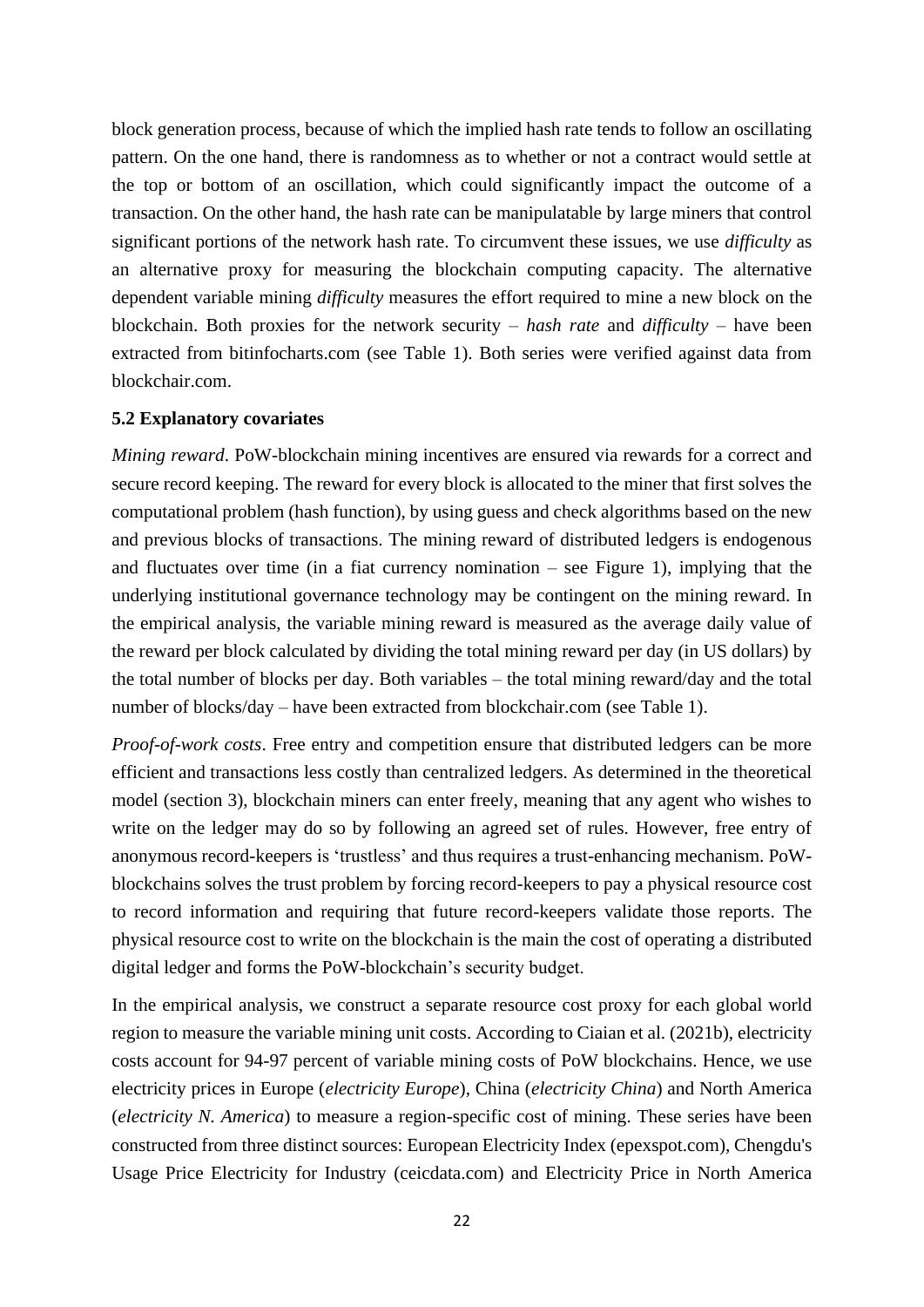block generation process, because of which the implied hash rate tends to follow an oscillating pattern. On the one hand, there is randomness as to whether or not a contract would settle at the top or bottom of an oscillation, which could significantly impact the outcome of a transaction. On the other hand, the hash rate can be manipulatable by large miners that control significant portions of the network hash rate. To circumvent these issues, we use *difficulty* as an alternative proxy for measuring the blockchain computing capacity. The alternative dependent variable mining *difficulty* measures the effort required to mine a new block on the blockchain. Both proxies for the network security – *hash rate* and *difficulty* – have been extracted from bitinfocharts.com (see Table 1). Both series were verified against data from blockchair.com.

### 5.2 Explanatory covariates

*Mining reward*. PoW-blockchain mining incentives are ensured via rewards for a correct and secure record keeping. The reward for every block is allocated to the miner that first solves the computational problem (hash function), by using guess and check algorithms based on the new and previous blocks of transactions. The mining reward of distributed ledgers is endogenous and fluctuates over time (in a fiat currency nomination – see Figure 1), implying that the underlying institutional governance technology may be contingent on the mining reward. In the empirical analysis, the variable mining reward is measured as the average daily value of the reward per block calculated by dividing the total mining reward per day (in US dollars) by the total number of blocks per day. Both variables – the total mining reward/day and the total number of blocks/day – have been extracted from blockchair.com (see Table 1).

*Proof-of-work costs*. Free entry and competition ensure that distributed ledgers can be more efficient and transactions less costly than centralized ledgers. As determined in the theoretical model (section 3), blockchain miners can enter freely, meaning that any agent who wishes to write on the ledger may do so by following an agreed set of rules. However, free entry of anonymous record-keepers is 'trustless' and thus requires a trust-enhancing mechanism. PoW-blockchains solves the trust problem by forcing record-keepers to pay a physical resource cost to record information and requiring that future record-keepers validate those reports. The physical resource cost to write on the blockchain is the main the cost of operating a distributed digital ledger and forms the PoW-blockchain's security budget.

In the empirical analysis, we construct a separate resource cost proxy for each global world region to measure the variable mining unit costs. According to Ciaian et al. (2021b), electricity costs account for 94-97 percent of variable mining costs of PoW blockchains. Hence, we use electricity prices in Europe (*electricity Europe*), China (*electricity China*) and North America (*electricity N. America*) to measure a region-specific cost of mining. These series have been constructed from three distinct sources: European Electricity Index (epexspot.com), Chengdu's Usage Price Electricity for Industry (ceicdata.com) and Electricity Price in North America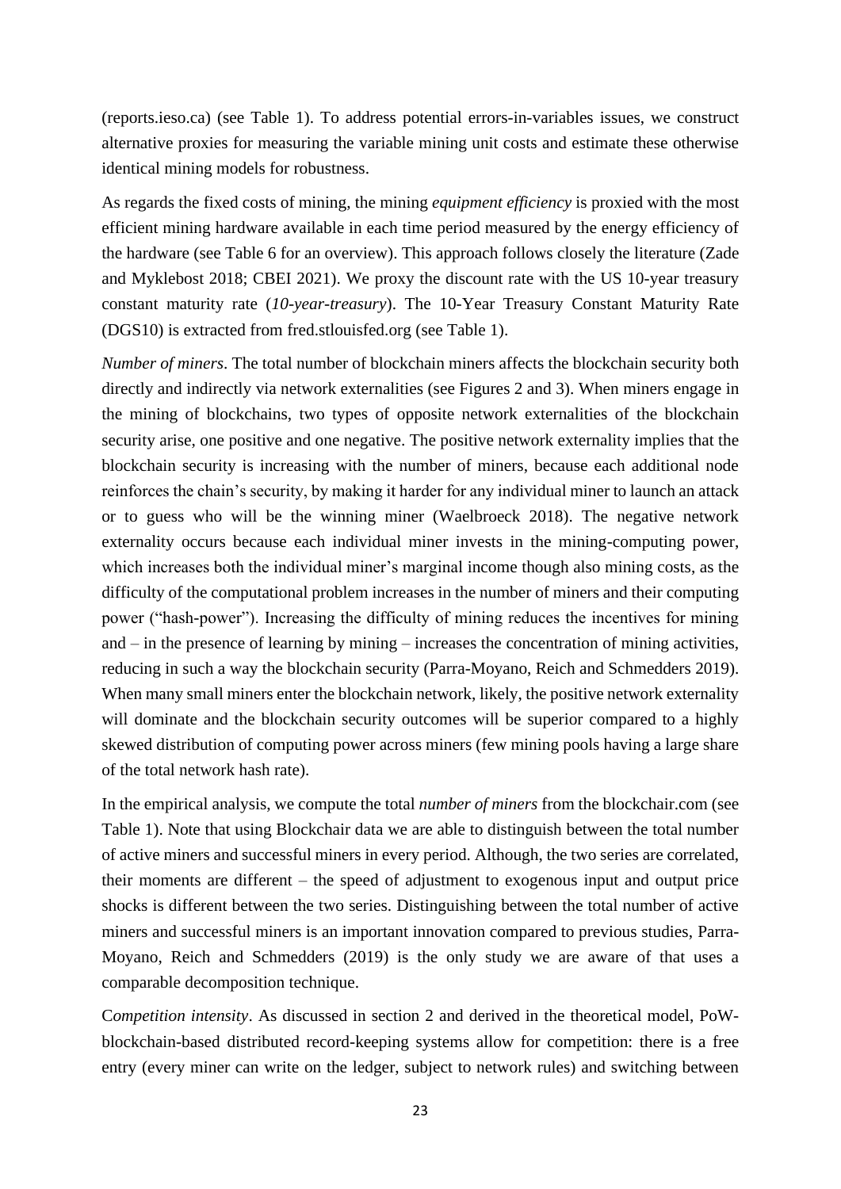(reports.ieso.ca) (see Table 1). To address potential errors-in-variables issues, we construct alternative proxies for measuring the variable mining unit costs and estimate these otherwise identical mining models for robustness.

As regards the fixed costs of mining, the mining *equipment efficiency* is proxied with the most efficient mining hardware available in each time period measured by the energy efficiency of the hardware (see Table 6 for an overview). This approach follows closely the literature (Zade and Myklebost 2018; CBEI 2021). We proxy the discount rate with the US 10-year treasury constant maturity rate (*10-year-treasury*). The 10-Year Treasury Constant Maturity Rate (DGS10) is extracted from fred.stlouisfed.org (see Table 1).

*Number of miners*. The total number of blockchain miners affects the blockchain security both directly and indirectly via network externalities (see Figures 2 and 3). When miners engage in the mining of blockchains, two types of opposite network externalities of the blockchain security arise, one positive and one negative. The positive network externality implies that the blockchain security is increasing with the number of miners, because each additional node reinforces the chain's security, by making it harder for any individual miner to launch an attack or to guess who will be the winning miner (Waelbroeck 2018). The negative network externality occurs because each individual miner invests in the mining-computing power, which increases both the individual miner's marginal income though also mining costs, as the difficulty of the computational problem increases in the number of miners and their computing power ("hash-power"). Increasing the difficulty of mining reduces the incentives for mining and – in the presence of learning by mining – increases the concentration of mining activities, reducing in such a way the blockchain security (Parra-Moyano, Reich and Schmedders 2019). When many small miners enter the blockchain network, likely, the positive network externality will dominate and the blockchain security outcomes will be superior compared to a highly skewed distribution of computing power across miners (few mining pools having a large share of the total network hash rate).

In the empirical analysis, we compute the total *number of miners* from the blockchair.com (see Table 1). Note that using Blockchair data we are able to distinguish between the total number of active miners and successful miners in every period. Although, the two series are correlated, their moments are different – the speed of adjustment to exogenous input and output price shocks is different between the two series. Distinguishing between the total number of active miners and successful miners is an important innovation compared to previous studies, Parra-Moyano, Reich and Schmedders (2019) is the only study we are aware of that uses a comparable decomposition technique.

*Competition intensity*. As discussed in section 2 and derived in the theoretical model, PoW-blockchain-based distributed record-keeping systems allow for competition: there is a free entry (every miner can write on the ledger, subject to network rules) and switching between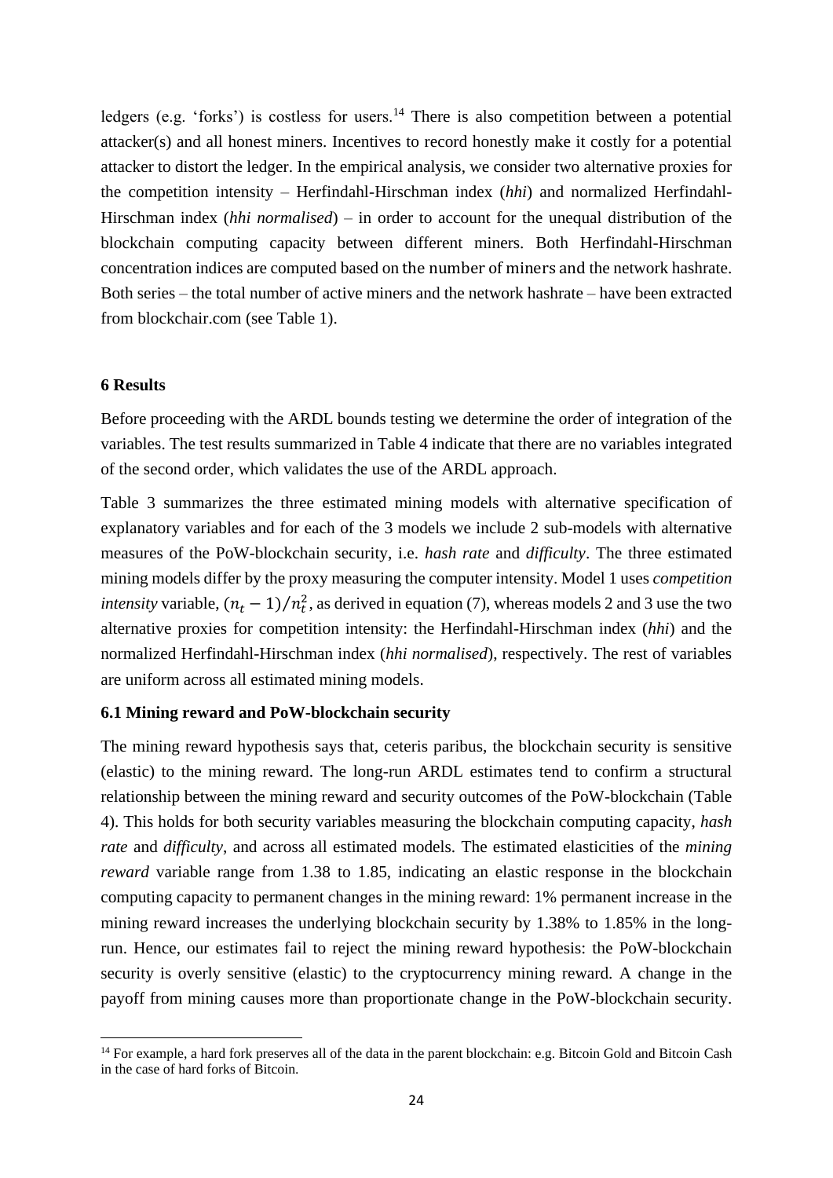ledgers (e.g. 'forks') is costless for users.[14] There is also competition between a potential attacker(s) and all honest miners. Incentives to record honestly make it costly for a potential attacker to distort the ledger. In the empirical analysis, we consider two alternative proxies for the competition intensity – Herfindahl-Hirschman index (*hhi*) and normalized Herfindahl-Hirschman index (*hhi normalised*) – in order to account for the unequal distribution of the blockchain computing capacity between different miners. Both Herfindahl-Hirschman concentration indices are computed based on the number of miners and the network hashrate. Both series – the total number of active miners and the network hashrate – have been extracted from blockchair.com (see Table 1).

## 6 Results

Before proceeding with the ARDL bounds testing we determine the order of integration of the variables. The test results summarized in Table 4 indicate that there are no variables integrated of the second order, which validates the use of the ARDL approach.

Table 3 summarizes the three estimated mining models with alternative specification of explanatory variables and for each of the 3 models we include 2 sub-models with alternative measures of the PoW-blockchain security, i.e. *hash rate* and *difficulty*. The three estimated mining models differ by the proxy measuring the computer intensity. Model 1 uses *competition intensity* variable, $(n_t - 1)/n_t^2$, as derived in equation (7), whereas models 2 and 3 use the two alternative proxies for competition intensity: the Herfindahl-Hirschman index (*hhi*) and the normalized Herfindahl-Hirschman index (*hhi normalised*), respectively. The rest of variables are uniform across all estimated mining models.

### 6.1 Mining reward and PoW-blockchain security

The mining reward hypothesis says that, ceteris paribus, the blockchain security is sensitive (elastic) to the mining reward. The long-run ARDL estimates tend to confirm a structural relationship between the mining reward and security outcomes of the PoW-blockchain (Table 4). This holds for both security variables measuring the blockchain computing capacity, *hash rate* and *difficulty*, and across all estimated models. The estimated elasticities of the *mining reward* variable range from 1.38 to 1.85, indicating an elastic response in the blockchain computing capacity to permanent changes in the mining reward: 1% permanent increase in the mining reward increases the underlying blockchain security by 1.38% to 1.85% in the long-run. Hence, our estimates fail to reject the mining reward hypothesis: the PoW-blockchain security is overly sensitive (elastic) to the cryptocurrency mining reward. A change in the payoff from mining causes more than proportionate change in the PoW-blockchain security.

[14] For example, a hard fork preserves all of the data in the parent blockchain: e.g. Bitcoin Gold and Bitcoin Cash in the case of hard forks of Bitcoin.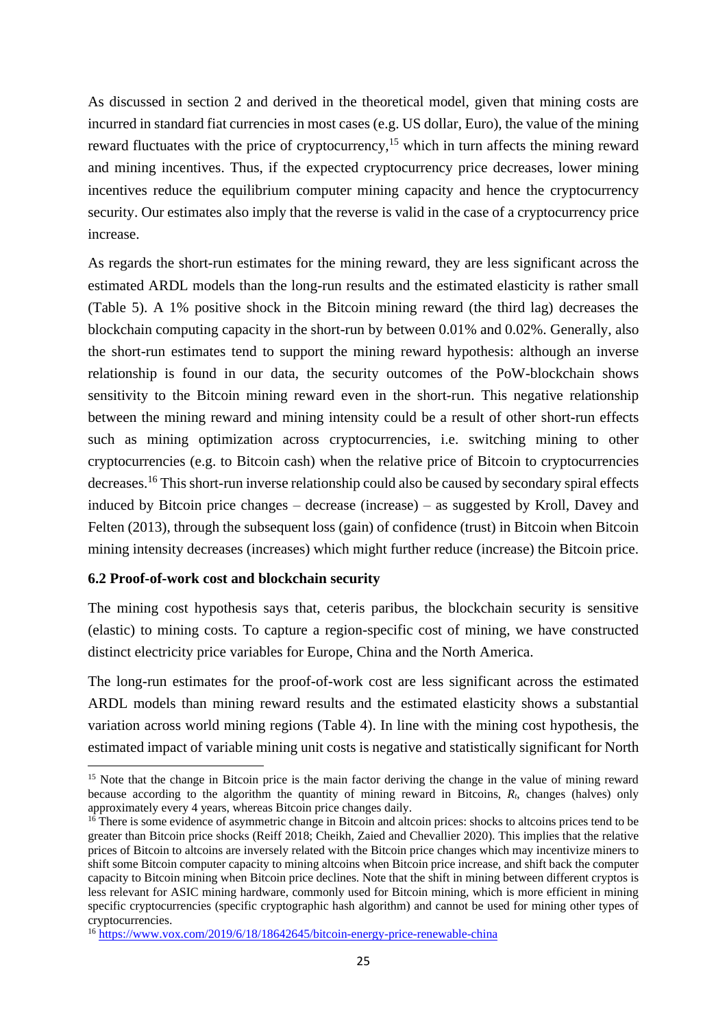As discussed in section 2 and derived in the theoretical model, given that mining costs are incurred in standard fiat currencies in most cases (e.g. US dollar, Euro), the value of the mining reward fluctuates with the price of cryptocurrency,[15] which in turn affects the mining reward and mining incentives. Thus, if the expected cryptocurrency price decreases, lower mining incentives reduce the equilibrium computer mining capacity and hence the cryptocurrency security. Our estimates also imply that the reverse is valid in the case of a cryptocurrency price increase.

As regards the short-run estimates for the mining reward, they are less significant across the estimated ARDL models than the long-run results and the estimated elasticity is rather small (Table 5). A 1% positive shock in the Bitcoin mining reward (the third lag) decreases the blockchain computing capacity in the short-run by between 0.01% and 0.02%. Generally, also the short-run estimates tend to support the mining reward hypothesis: although an inverse relationship is found in our data, the security outcomes of the PoW-blockchain shows sensitivity to the Bitcoin mining reward even in the short-run. This negative relationship between the mining reward and mining intensity could be a result of other short-run effects such as mining optimization across cryptocurrencies, i.e. switching mining to other cryptocurrencies (e.g. to Bitcoin cash) when the relative price of Bitcoin to cryptocurrencies decreases.[16] This short-run inverse relationship could also be caused by secondary spiral effects induced by Bitcoin price changes – decrease (increase) – as suggested by Kroll, Davey and Felten (2013), through the subsequent loss (gain) of confidence (trust) in Bitcoin when Bitcoin mining intensity decreases (increases) which might further reduce (increase) the Bitcoin price.

### 6.2 Proof-of-work cost and blockchain security

The mining cost hypothesis says that, ceteris paribus, the blockchain security is sensitive (elastic) to mining costs. To capture a region-specific cost of mining, we have constructed distinct electricity price variables for Europe, China and the North America.

The long-run estimates for the proof-of-work cost are less significant across the estimated ARDL models than mining reward results and the estimated elasticity shows a substantial variation across world mining regions (Table 4). In line with the mining cost hypothesis, the estimated impact of variable mining unit costs is negative and statistically significant for North

---

[15] Note that the change in Bitcoin price is the main factor deriving the change in the value of mining reward because according to the algorithm the quantity of mining reward in Bitcoins, $R_t$, changes (halves) only approximately every 4 years, whereas Bitcoin price changes daily.

[16] There is some evidence of asymmetric change in Bitcoin and altcoin prices: shocks to altcoins prices tend to be greater than Bitcoin price shocks (Reiff 2018; Cheikh, Zaied and Chevallier 2020). This implies that the relative prices of Bitcoin to altcoins are inversely related with the Bitcoin price changes which may incentivize miners to shift some Bitcoin computer capacity to mining altcoins when Bitcoin price increase, and shift back the computer capacity to Bitcoin mining when Bitcoin price declines. Note that the shift in mining between different cryptos is less relevant for ASIC mining hardware, commonly used for Bitcoin mining, which is more efficient in mining specific cryptocurrencies (specific cryptographic hash algorithm) and cannot be used for mining other types of cryptocurrencies.

[16] https://www.vox.com/2019/6/18/18642645/bitcoin-energy-price-renewable-china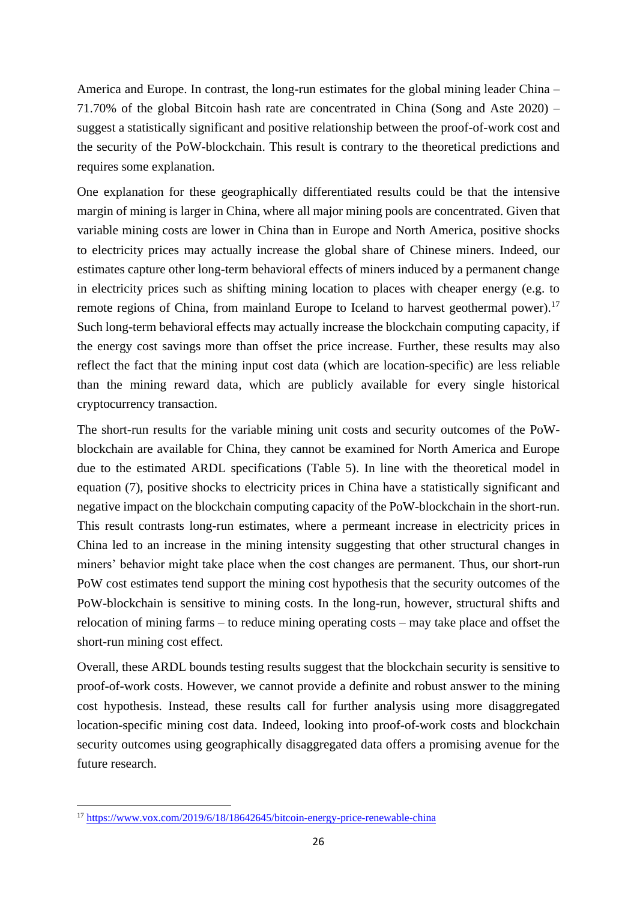America and Europe. In contrast, the long-run estimates for the global mining leader China – 71.70% of the global Bitcoin hash rate are concentrated in China (Song and Aste 2020) – suggest a statistically significant and positive relationship between the proof-of-work cost and the security of the PoW-blockchain. This result is contrary to the theoretical predictions and requires some explanation.

One explanation for these geographically differentiated results could be that the intensive margin of mining is larger in China, where all major mining pools are concentrated. Given that variable mining costs are lower in China than in Europe and North America, positive shocks to electricity prices may actually increase the global share of Chinese miners. Indeed, our estimates capture other long-term behavioral effects of miners induced by a permanent change in electricity prices such as shifting mining location to places with cheaper energy (e.g. to remote regions of China, from mainland Europe to Iceland to harvest geothermal power).[17] Such long-term behavioral effects may actually increase the blockchain computing capacity, if the energy cost savings more than offset the price increase. Further, these results may also reflect the fact that the mining input cost data (which are location-specific) are less reliable than the mining reward data, which are publicly available for every single historical cryptocurrency transaction.

The short-run results for the variable mining unit costs and security outcomes of the PoW-blockchain are available for China, they cannot be examined for North America and Europe due to the estimated ARDL specifications (Table 5). In line with the theoretical model in equation (7), positive shocks to electricity prices in China have a statistically significant and negative impact on the blockchain computing capacity of the PoW-blockchain in the short-run. This result contrasts long-run estimates, where a permeant increase in electricity prices in China led to an increase in the mining intensity suggesting that other structural changes in miners' behavior might take place when the cost changes are permanent. Thus, our short-run PoW cost estimates tend support the mining cost hypothesis that the security outcomes of the PoW-blockchain is sensitive to mining costs. In the long-run, however, structural shifts and relocation of mining farms – to reduce mining operating costs – may take place and offset the short-run mining cost effect.

Overall, these ARDL bounds testing results suggest that the blockchain security is sensitive to proof-of-work costs. However, we cannot provide a definite and robust answer to the mining cost hypothesis. Instead, these results call for further analysis using more disaggregated location-specific mining cost data. Indeed, looking into proof-of-work costs and blockchain security outcomes using geographically disaggregated data offers a promising avenue for the future research.

---

[17] https://www.vox.com/2019/6/18/18642645/bitcoin-energy-price-renewable-china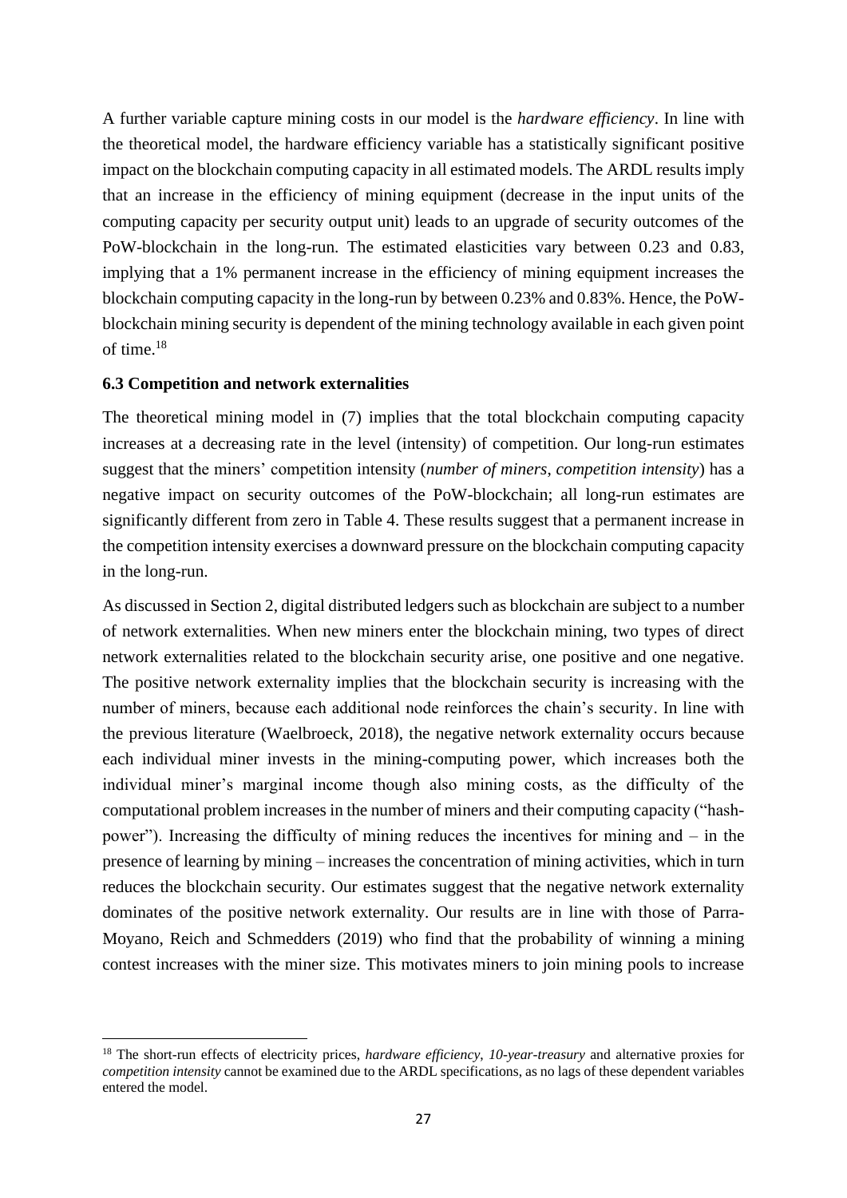A further variable capture mining costs in our model is the *hardware efficiency*. In line with the theoretical model, the hardware efficiency variable has a statistically significant positive impact on the blockchain computing capacity in all estimated models. The ARDL results imply that an increase in the efficiency of mining equipment (decrease in the input units of the computing capacity per security output unit) leads to an upgrade of security outcomes of the PoW-blockchain in the long-run. The estimated elasticities vary between 0.23 and 0.83, implying that a 1% permanent increase in the efficiency of mining equipment increases the blockchain computing capacity in the long-run by between 0.23% and 0.83%. Hence, the PoW-blockchain mining security is dependent of the mining technology available in each given point of time.[18]

### 6.3 Competition and network externalities

The theoretical mining model in (7) implies that the total blockchain computing capacity increases at a decreasing rate in the level (intensity) of competition. Our long-run estimates suggest that the miners' competition intensity (*number of miners*, *competition intensity*) has a negative impact on security outcomes of the PoW-blockchain; all long-run estimates are significantly different from zero in Table 4. These results suggest that a permanent increase in the competition intensity exercises a downward pressure on the blockchain computing capacity in the long-run.

As discussed in Section 2, digital distributed ledgers such as blockchain are subject to a number of network externalities. When new miners enter the blockchain mining, two types of direct network externalities related to the blockchain security arise, one positive and one negative. The positive network externality implies that the blockchain security is increasing with the number of miners, because each additional node reinforces the chain's security. In line with the previous literature (Waelbroeck, 2018), the negative network externality occurs because each individual miner invests in the mining-computing power, which increases both the individual miner's marginal income though also mining costs, as the difficulty of the computational problem increases in the number of miners and their computing capacity ("hash-power"). Increasing the difficulty of mining reduces the incentives for mining and – in the presence of learning by mining – increases the concentration of mining activities, which in turn reduces the blockchain security. Our estimates suggest that the negative network externality dominates of the positive network externality. Our results are in line with those of Parra-Moyano, Reich and Schmedders (2019) who find that the probability of winning a mining contest increases with the miner size. This motivates miners to join mining pools to increase

---

[18] The short-run effects of electricity prices, *hardware efficiency*, *10-year-treasury* and alternative proxies for *competition intensity* cannot be examined due to the ARDL specifications, as no lags of these dependent variables entered the model.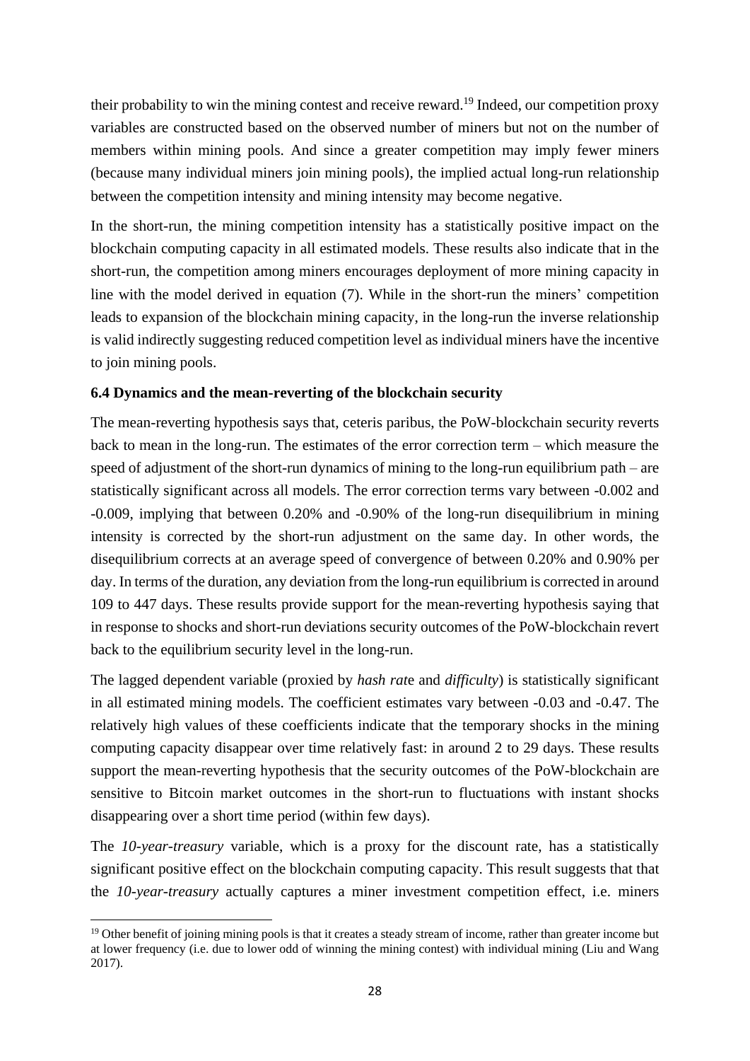their probability to win the mining contest and receive reward.[19] Indeed, our competition proxy variables are constructed based on the observed number of miners but not on the number of members within mining pools. And since a greater competition may imply fewer miners (because many individual miners join mining pools), the implied actual long-run relationship between the competition intensity and mining intensity may become negative.

In the short-run, the mining competition intensity has a statistically positive impact on the blockchain computing capacity in all estimated models. These results also indicate that in the short-run, the competition among miners encourages deployment of more mining capacity in line with the model derived in equation (7). While in the short-run the miners' competition leads to expansion of the blockchain mining capacity, in the long-run the inverse relationship is valid indirectly suggesting reduced competition level as individual miners have the incentive to join mining pools.

### 6.4 Dynamics and the mean-reverting of the blockchain security

The mean-reverting hypothesis says that, ceteris paribus, the PoW-blockchain security reverts back to mean in the long-run. The estimates of the error correction term – which measure the speed of adjustment of the short-run dynamics of mining to the long-run equilibrium path – are statistically significant across all models. The error correction terms vary between -0.002 and -0.009, implying that between 0.20% and -0.90% of the long-run disequilibrium in mining intensity is corrected by the short-run adjustment on the same day. In other words, the disequilibrium corrects at an average speed of convergence of between 0.20% and 0.90% per day. In terms of the duration, any deviation from the long-run equilibrium is corrected in around 109 to 447 days. These results provide support for the mean-reverting hypothesis saying that in response to shocks and short-run deviations security outcomes of the PoW-blockchain revert back to the equilibrium security level in the long-run.

The lagged dependent variable (proxied by *hash rate* and *difficulty*) is statistically significant in all estimated mining models. The coefficient estimates vary between -0.03 and -0.47. The relatively high values of these coefficients indicate that the temporary shocks in the mining computing capacity disappear over time relatively fast: in around 2 to 29 days. These results support the mean-reverting hypothesis that the security outcomes of the PoW-blockchain are sensitive to Bitcoin market outcomes in the short-run to fluctuations with instant shocks disappearing over a short time period (within few days).

The *10-year-treasury* variable, which is a proxy for the discount rate, has a statistically significant positive effect on the blockchain computing capacity. This result suggests that that the *10-year-treasury* actually captures a miner investment competition effect, i.e. miners

[19] Other benefit of joining mining pools is that it creates a steady stream of income, rather than greater income but at lower frequency (i.e. due to lower odd of winning the mining contest) with individual mining (Liu and Wang 2017).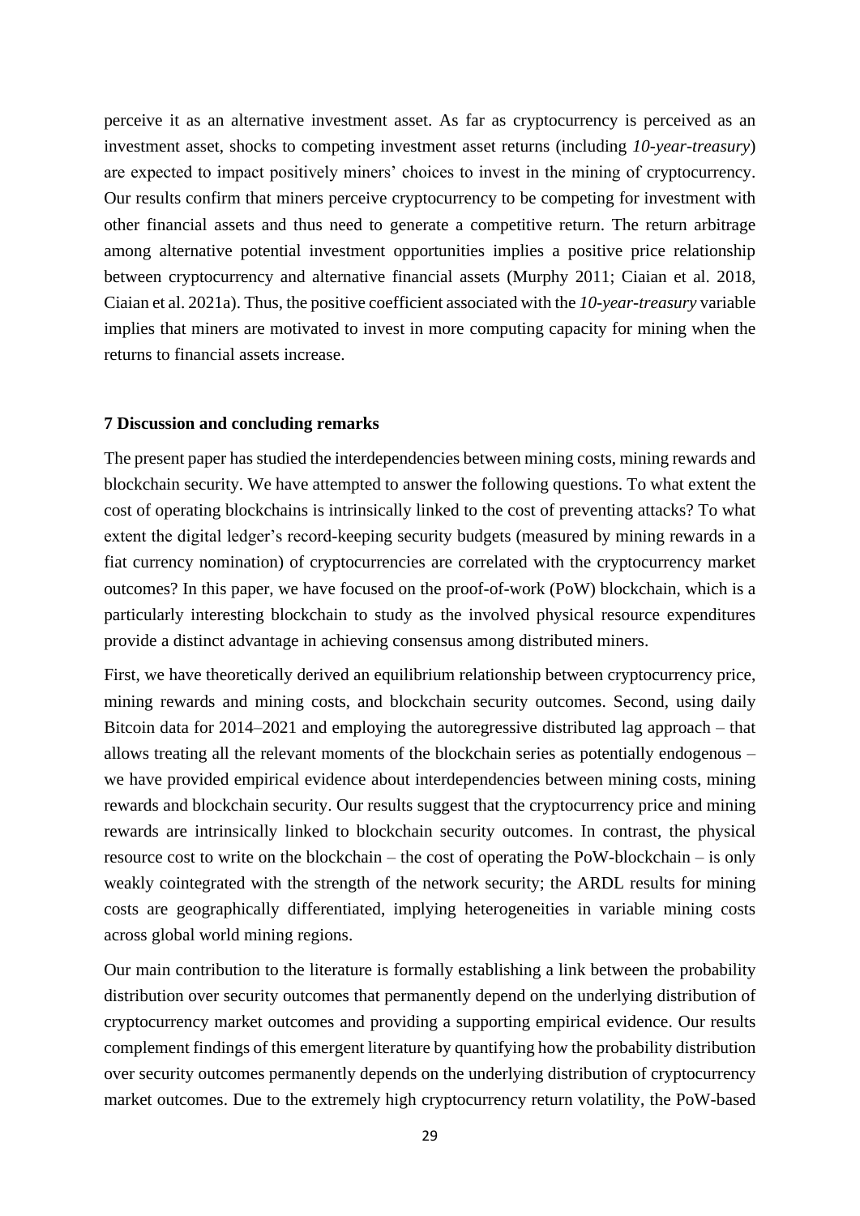perceive it as an alternative investment asset. As far as cryptocurrency is perceived as an investment asset, shocks to competing investment asset returns (including *10-year-treasury*) are expected to impact positively miners' choices to invest in the mining of cryptocurrency. Our results confirm that miners perceive cryptocurrency to be competing for investment with other financial assets and thus need to generate a competitive return. The return arbitrage among alternative potential investment opportunities implies a positive price relationship between cryptocurrency and alternative financial assets (Murphy 2011; Ciaian et al. 2018, Ciaian et al. 2021a). Thus, the positive coefficient associated with the *10-year-treasury* variable implies that miners are motivated to invest in more computing capacity for mining when the returns to financial assets increase.

## 7 Discussion and concluding remarks

The present paper has studied the interdependencies between mining costs, mining rewards and blockchain security. We have attempted to answer the following questions. To what extent the cost of operating blockchains is intrinsically linked to the cost of preventing attacks? To what extent the digital ledger's record-keeping security budgets (measured by mining rewards in a fiat currency nomination) of cryptocurrencies are correlated with the cryptocurrency market outcomes? In this paper, we have focused on the proof-of-work (PoW) blockchain, which is a particularly interesting blockchain to study as the involved physical resource expenditures provide a distinct advantage in achieving consensus among distributed miners.

First, we have theoretically derived an equilibrium relationship between cryptocurrency price, mining rewards and mining costs, and blockchain security outcomes. Second, using daily Bitcoin data for 2014–2021 and employing the autoregressive distributed lag approach – that allows treating all the relevant moments of the blockchain series as potentially endogenous – we have provided empirical evidence about interdependencies between mining costs, mining rewards and blockchain security. Our results suggest that the cryptocurrency price and mining rewards are intrinsically linked to blockchain security outcomes. In contrast, the physical resource cost to write on the blockchain – the cost of operating the PoW-blockchain – is only weakly cointegrated with the strength of the network security; the ARDL results for mining costs are geographically differentiated, implying heterogeneities in variable mining costs across global world mining regions.

Our main contribution to the literature is formally establishing a link between the probability distribution over security outcomes that permanently depend on the underlying distribution of cryptocurrency market outcomes and providing a supporting empirical evidence. Our results complement findings of this emergent literature by quantifying how the probability distribution over security outcomes permanently depends on the underlying distribution of cryptocurrency market outcomes. Due to the extremely high cryptocurrency return volatility, the PoW-based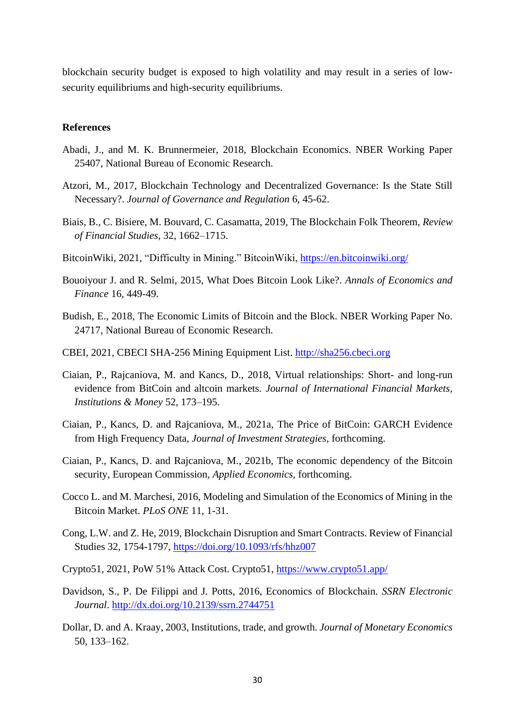blockchain security budget is exposed to high volatility and may result in a series of low-security equilibriums and high-security equilibriums.

**References**

Abadi, J., and M. K. Brunnermeier, 2018, Blockchain Economics. NBER Working Paper 25407, National Bureau of Economic Research.

Atzori, M., 2017, Blockchain Technology and Decentralized Governance: Is the State Still Necessary?. *Journal of Governance and Regulation* 6, 45-62.

Biais, B., C. Bisiere, M. Bouvard, C. Casamatta, 2019, The Blockchain Folk Theorem, *Review of Financial Studies*, 32, 1662–1715.

BitcoinWiki, 2021, "Difficulty in Mining." BitcoinWiki, https://en.bitcoinwiki.org/

Bouoiyour J. and R. Selmi, 2015, What Does Bitcoin Look Like?. *Annals of Economics and Finance* 16, 449-49.

Budish, E., 2018, The Economic Limits of Bitcoin and the Block. NBER Working Paper No. 24717, National Bureau of Economic Research.

CBEI, 2021, CBECI SHA-256 Mining Equipment List. http://sha256.cbeci.org

Ciaian, P., Rajcaniova, M. and Kancs, D., 2018, Virtual relationships: Short- and long-run evidence from BitCoin and altcoin markets. *Journal of International Financial Markets, Institutions & Money* 52, 173–195.

Ciaian, P., Kancs, D. and Rajcaniova, M., 2021a, The Price of BitCoin: GARCH Evidence from High Frequency Data, *Journal of Investment Strategies*, forthcoming.

Ciaian, P., Kancs, D. and Rajcaniova, M., 2021b, The economic dependency of the Bitcoin security, European Commission, *Applied Economics*, forthcoming.

Cocco L. and M. Marchesi, 2016, Modeling and Simulation of the Economics of Mining in the Bitcoin Market. *PLoS ONE* 11, 1-31.

Cong, L.W. and Z. He, 2019, Blockchain Disruption and Smart Contracts. Review of Financial Studies 32, 1754-1797, https://doi.org/10.1093/rfs/hhz007

Crypto51, 2021, PoW 51% Attack Cost. Crypto51, https://www.crypto51.app/

Davidson, S., P. De Filippi and J. Potts, 2016, Economics of Blockchain. *SSRN Electronic Journal*. http://dx.doi.org/10.2139/ssrn.2744751

Dollar, D. and A. Kraay, 2003, Institutions, trade, and growth. *Journal of Monetary Economics* 50, 133–162.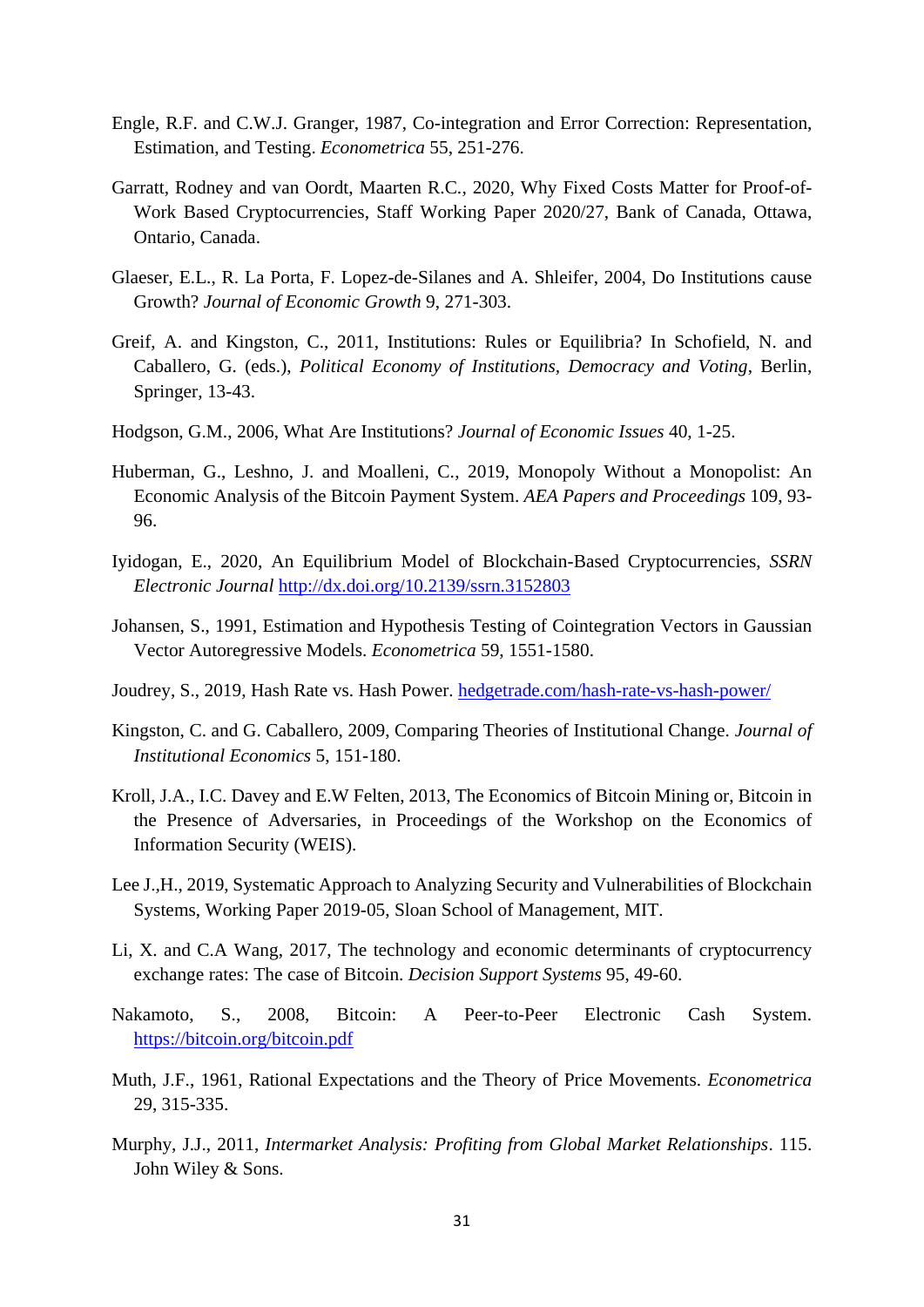Engle, R.F. and C.W.J. Granger, 1987, Co-integration and Error Correction: Representation, Estimation, and Testing. *Econometrica* 55, 251-276.

Garratt, Rodney and van Oordt, Maarten R.C., 2020, Why Fixed Costs Matter for Proof-of-Work Based Cryptocurrencies, Staff Working Paper 2020/27, Bank of Canada, Ottawa, Ontario, Canada.

Glaeser, E.L., R. La Porta, F. Lopez-de-Silanes and A. Shleifer, 2004, Do Institutions cause Growth? *Journal of Economic Growth* 9, 271-303.

Greif, A. and Kingston, C., 2011, Institutions: Rules or Equilibria? In Schofield, N. and Caballero, G. (eds.), *Political Economy of Institutions, Democracy and Voting*, Berlin, Springer, 13-43.

Hodgson, G.M., 2006, What Are Institutions? *Journal of Economic Issues* 40, 1-25.

Huberman, G., Leshno, J. and Moalleni, C., 2019, Monopoly Without a Monopolist: An Economic Analysis of the Bitcoin Payment System. *AEA Papers and Proceedings* 109, 93-96.

Iyidogan, E., 2020, An Equilibrium Model of Blockchain-Based Cryptocurrencies, *SSRN Electronic Journal* [http://dx.doi.org/10.2139/ssrn.3152803](http://dx.doi.org/10.2139/ssrn.3152803)

Johansen, S., 1991, Estimation and Hypothesis Testing of Cointegration Vectors in Gaussian Vector Autoregressive Models. *Econometrica* 59, 1551-1580.

Joudrey, S., 2019, Hash Rate vs. Hash Power. [hedgetrade.com/hash-rate-vs-hash-power/](hedgetrade.com/hash-rate-vs-hash-power/)

Kingston, C. and G. Caballero, 2009, Comparing Theories of Institutional Change. *Journal of Institutional Economics* 5, 151-180.

Kroll, J.A., I.C. Davey and E.W Felten, 2013, The Economics of Bitcoin Mining or, Bitcoin in the Presence of Adversaries, in Proceedings of the Workshop on the Economics of Information Security (WEIS).

Lee J.,H., 2019, Systematic Approach to Analyzing Security and Vulnerabilities of Blockchain Systems, Working Paper 2019-05, Sloan School of Management, MIT.

Li, X. and C.A Wang, 2017, The technology and economic determinants of cryptocurrency exchange rates: The case of Bitcoin. *Decision Support Systems* 95, 49-60.

Nakamoto, S., 2008, Bitcoin: A Peer-to-Peer Electronic Cash System. [https://bitcoin.org/bitcoin.pdf](https://bitcoin.org/bitcoin.pdf)

Muth, J.F., 1961, Rational Expectations and the Theory of Price Movements. *Econometrica* 29, 315-335.

Murphy, J.J., 2011, *Intermarket Analysis: Profiting from Global Market Relationships*. 115. John Wiley & Sons.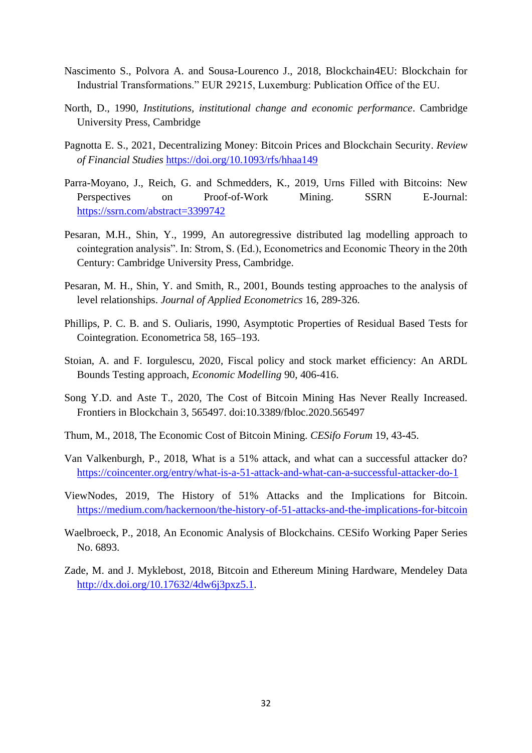Nascimento S., Polvora A. and Sousa-Lourenco J., 2018, Blockchain4EU: Blockchain for Industrial Transformations." EUR 29215, Luxemburg: Publication Office of the EU.

North, D., 1990, *Institutions, institutional change and economic performance*. Cambridge University Press, Cambridge

Pagnotta E. S., 2021, Decentralizing Money: Bitcoin Prices and Blockchain Security. *Review of Financial Studies* https://doi.org/10.1093/rfs/hhaa149

Parra-Moyano, J., Reich, G. and Schmedders, K., 2019, Urns Filled with Bitcoins: New Perspectives on Proof-of-Work Mining. SSRN E-Journal: https://ssrn.com/abstract=3399742

Pesaran, M.H., Shin, Y., 1999, An autoregressive distributed lag modelling approach to cointegration analysis". In: Strom, S. (Ed.), Econometrics and Economic Theory in the 20th Century: Cambridge University Press, Cambridge.

Pesaran, M. H., Shin, Y. and Smith, R., 2001, Bounds testing approaches to the analysis of level relationships. *Journal of Applied Econometrics* 16, 289-326.

Phillips, P. C. B. and S. Ouliaris, 1990, Asymptotic Properties of Residual Based Tests for Cointegration. Econometrica 58, 165–193.

Stoian, A. and F. Iorgulescu, 2020, Fiscal policy and stock market efficiency: An ARDL Bounds Testing approach, *Economic Modelling* 90, 406-416.

Song Y.D. and Aste T., 2020, The Cost of Bitcoin Mining Has Never Really Increased. Frontiers in Blockchain 3, 565497. doi:10.3389/fbloc.2020.565497

Thum, M., 2018, The Economic Cost of Bitcoin Mining. *CESifo Forum* 19, 43-45.

Van Valkenburgh, P., 2018, What is a 51% attack, and what can a successful attacker do? https://coincenter.org/entry/what-is-a-51-attack-and-what-can-a-successful-attacker-do-1

ViewNodes, 2019, The History of 51% Attacks and the Implications for Bitcoin. https://medium.com/hackernoon/the-history-of-51-attacks-and-the-implications-for-bitcoin

Waelbroeck, P., 2018, An Economic Analysis of Blockchains. CESifo Working Paper Series No. 6893.

Zade, M. and J. Myklebost, 2018, Bitcoin and Ethereum Mining Hardware, Mendeley Data http://dx.doi.org/10.17632/4dw6j3pxz5.1.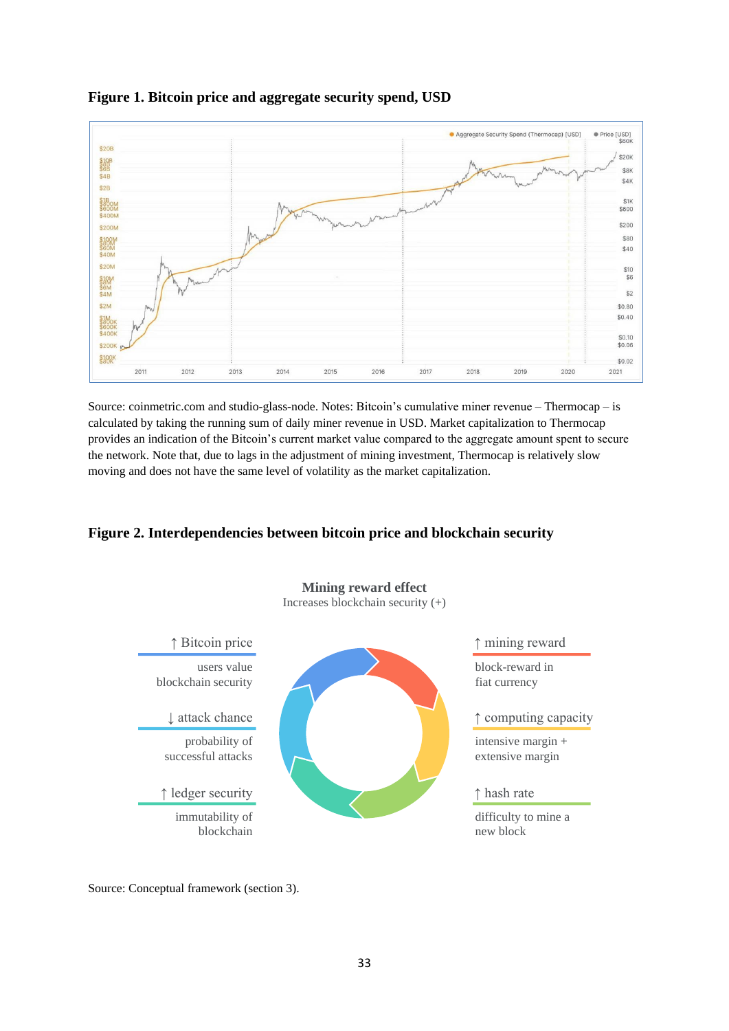**Figure 1. Bitcoin price and aggregate security spend, USD**

Source: coinmetric.com and studio-glass-node. Notes: Bitcoin's cumulative miner revenue – Thermocap – is calculated by taking the running sum of daily miner revenue in USD. Market capitalization to Thermocap provides an indication of the Bitcoin's current market value compared to the aggregate amount spent to secure the network. Note that, due to lags in the adjustment of mining investment, Thermocap is relatively slow moving and does not have the same level of volatility as the market capitalization.

**Figure 2. Interdependencies between bitcoin price and blockchain security**

**Mining reward effect**
Increases blockchain security (+)

↑ Bitcoin price
users value blockchain security

↑ mining reward
block-reward in fiat currency

↑ computing capacity
intensive margin + extensive margin

↑ hash rate
difficulty to mine a new block

↑ ledger security
immutability of blockchain

↓ attack chance
probability of successful attacks

Source: Conceptual framework (section 3).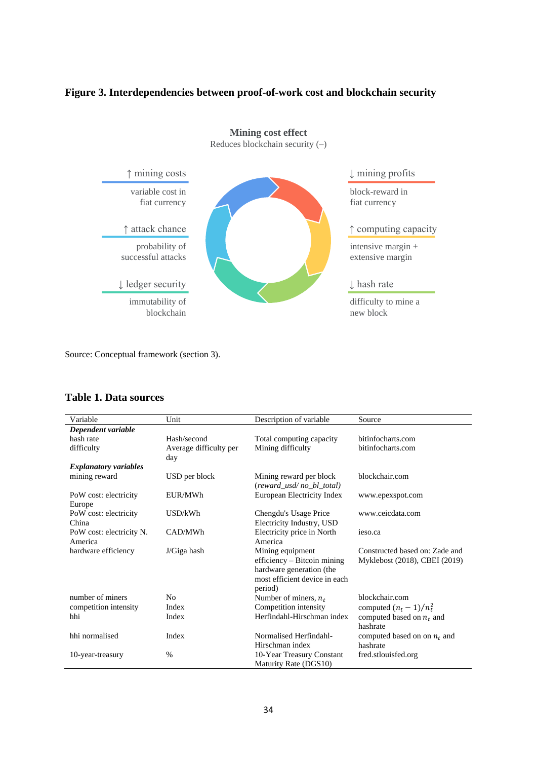**Figure 3. Interdependencies between proof-of-work cost and blockchain security**

**Mining cost effect**
Reduces blockchain security (–)

↑ mining costs
variable cost in fiat currency

↓ mining profits
block-reward in fiat currency

↑ attack chance
probability of successful attacks

↑ computing capacity
intensive margin + extensive margin

↓ ledger security
immutability of blockchain

↓ hash rate
difficulty to mine a new block

Source: Conceptual framework (section 3).

**Table 1. Data sources**

| Variable | Unit | Description of variable | Source |
|---|---|---|---|
| ***Dependent variable*** | | | |
| hash rate | Hash/second | Total computing capacity | bitinfocharts.com |
| difficulty | Average difficulty per day | Mining difficulty | bitinfocharts.com |
| ***Explanatory variables*** | | | |
| mining reward | USD per block | Mining reward per block (*reward_usd/ no_bl_total)* | blockchair.com |
| PoW cost: electricity Europe | EUR/MWh | European Electricity Index | www.epexspot.com |
| PoW cost: electricity China | USD/kWh | Chengdu's Usage Price Electricity Industry, USD | www.ceicdata.com |
| PoW cost: electricity N. America | CAD/MWh | Electricity price in North America | ieso.ca |
| hardware efficiency | J/Giga hash | Mining equipment efficiency – Bitcoin mining hardware generation (the most efficient device in each period) | Constructed based on: Zade and Myklebost (2018), CBEI (2019) |
| number of miners | No | Number of miners, $n_t$ | blockchair.com |
| competition intensity | Index | Competition intensity | computed $(n_t - 1)/n_t^2$ |
| hhi | Index | Herfindahl-Hirschman index | computed based on $n_t$ and hashrate |
| hhi normalised | Index | Normalised Herfindahl-Hirschman index | computed based on on $n_t$ and hashrate |
| 10-year-treasury | % | 10-Year Treasury Constant Maturity Rate (DGS10) | fred.stlouisfed.org |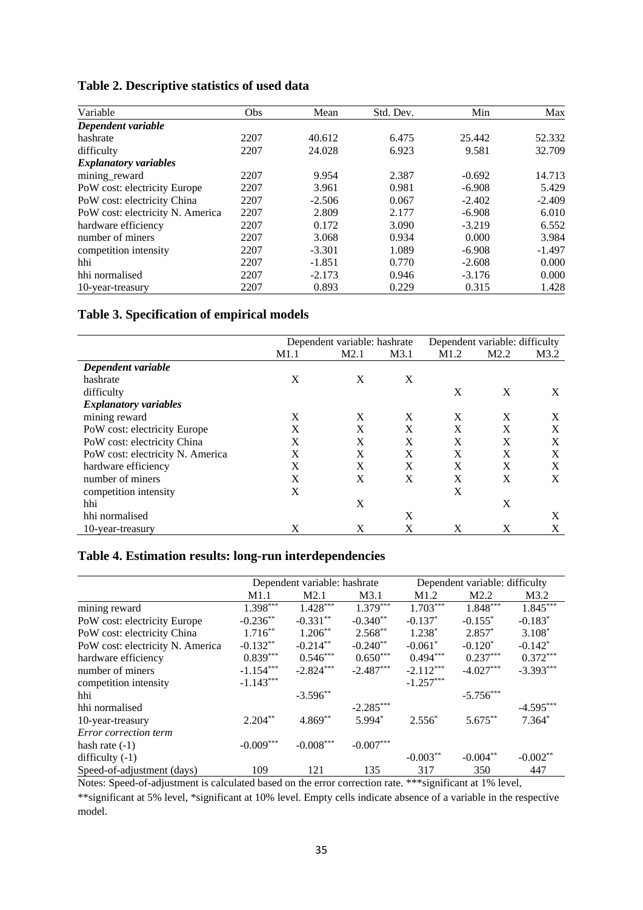## Table 2. Descriptive statistics of used data

| Variable | Obs | Mean | Std. Dev. | Min | Max |
|---|---|---|---|---|---|
| ***Dependent variable*** | | | | | |
| hashrate | 2207 | 40.612 | 6.475 | 25.442 | 52.332 |
| difficulty | 2207 | 24.028 | 6.923 | 9.581 | 32.709 |
| ***Explanatory variables*** | | | | | |
| mining_reward | 2207 | 9.954 | 2.387 | -0.692 | 14.713 |
| PoW cost: electricity Europe | 2207 | 3.961 | 0.981 | -6.908 | 5.429 |
| PoW cost: electricity China | 2207 | -2.506 | 0.067 | -2.402 | -2.409 |
| PoW cost: electricity N. America | 2207 | 2.809 | 2.177 | -6.908 | 6.010 |
| hardware efficiency | 2207 | 0.172 | 3.090 | -3.219 | 6.552 |
| number of miners | 2207 | 3.068 | 0.934 | 0.000 | 3.984 |
| competition intensity | 2207 | -3.301 | 1.089 | -6.908 | -1.497 |
| hhi | 2207 | -1.851 | 0.770 | -2.608 | 0.000 |
| hhi normalised | 2207 | -2.173 | 0.946 | -3.176 | 0.000 |
| 10-year-treasury | 2207 | 0.893 | 0.229 | 0.315 | 1.428 |

## Table 3. Specification of empirical models

| | Dependent variable: hashrate | | | Dependent variable: difficulty | | |
|---|---|---|---|---|---|---|
| | M1.1 | M2.1 | M3.1 | M1.2 | M2.2 | M3.2 |
| ***Dependent variable*** | | | | | | |
| hashrate | X | X | X | | | |
| difficulty | | | | X | X | X |
| ***Explanatory variables*** | | | | | | |
| mining reward | X | X | X | X | X | X |
| PoW cost: electricity Europe | X | X | X | X | X | X |
| PoW cost: electricity China | X | X | X | X | X | X |
| PoW cost: electricity N. America | X | X | X | X | X | X |
| hardware efficiency | X | X | X | X | X | X |
| number of miners | X | X | X | X | X | X |
| competition intensity | X | | | X | | |
| hhi | | X | | | X | |
| hhi normalised | | | X | | | X |
| 10-year-treasury | X | X | X | X | X | X |

## Table 4. Estimation results: long-run interdependencies

| | Dependent variable: hashrate | | | Dependent variable: difficulty | | |
|---|---|---|---|---|---|---|
| | M1.1 | M2.1 | M3.1 | M1.2 | M2.2 | M3.2 |
| mining reward | 1.398*** | 1.428*** | 1.379*** | 1.703*** | 1.848*** | 1.845*** |
| PoW cost: electricity Europe | -0.236** | -0.331** | -0.340** | -0.137* | -0.155* | -0.183* |
| PoW cost: electricity China | 1.716** | 1.206** | 2.568** | 1.238* | 2.857* | 3.108* |
| PoW cost: electricity N. America | -0.132** | -0.214** | -0.240** | -0.061* | -0.120* | -0.142* |
| hardware efficiency | 0.839*** | 0.546*** | 0.650*** | 0.494*** | 0.237*** | 0.372*** |
| number of miners | -1.154*** | -2.824*** | -2.487*** | -2.112*** | -4.027*** | -3.393*** |
| competition intensity | -1.143*** | | | -1.257*** | | |
| hhi | | -3.596** | | | -5.756*** | |
| hhi normalised | | | -2.285*** | | | -4.595*** |
| 10-year-treasury | 2.204** | 4.869** | 5.994* | 2.556* | 5.675** | 7.364* |
| *Error correction term* | | | | | | |
| hash rate (-1) | -0.009*** | -0.008*** | -0.007*** | | | |
| difficulty (-1) | | | | -0.003** | -0.004** | -0.002** |
| Speed-of-adjustment (days) | 109 | 121 | 135 | 317 | 350 | 447 |

Notes: Speed-of-adjustment is calculated based on the error correction rate. ***significant at 1% level, **significant at 5% level, *significant at 10% level. Empty cells indicate absence of a variable in the respective model.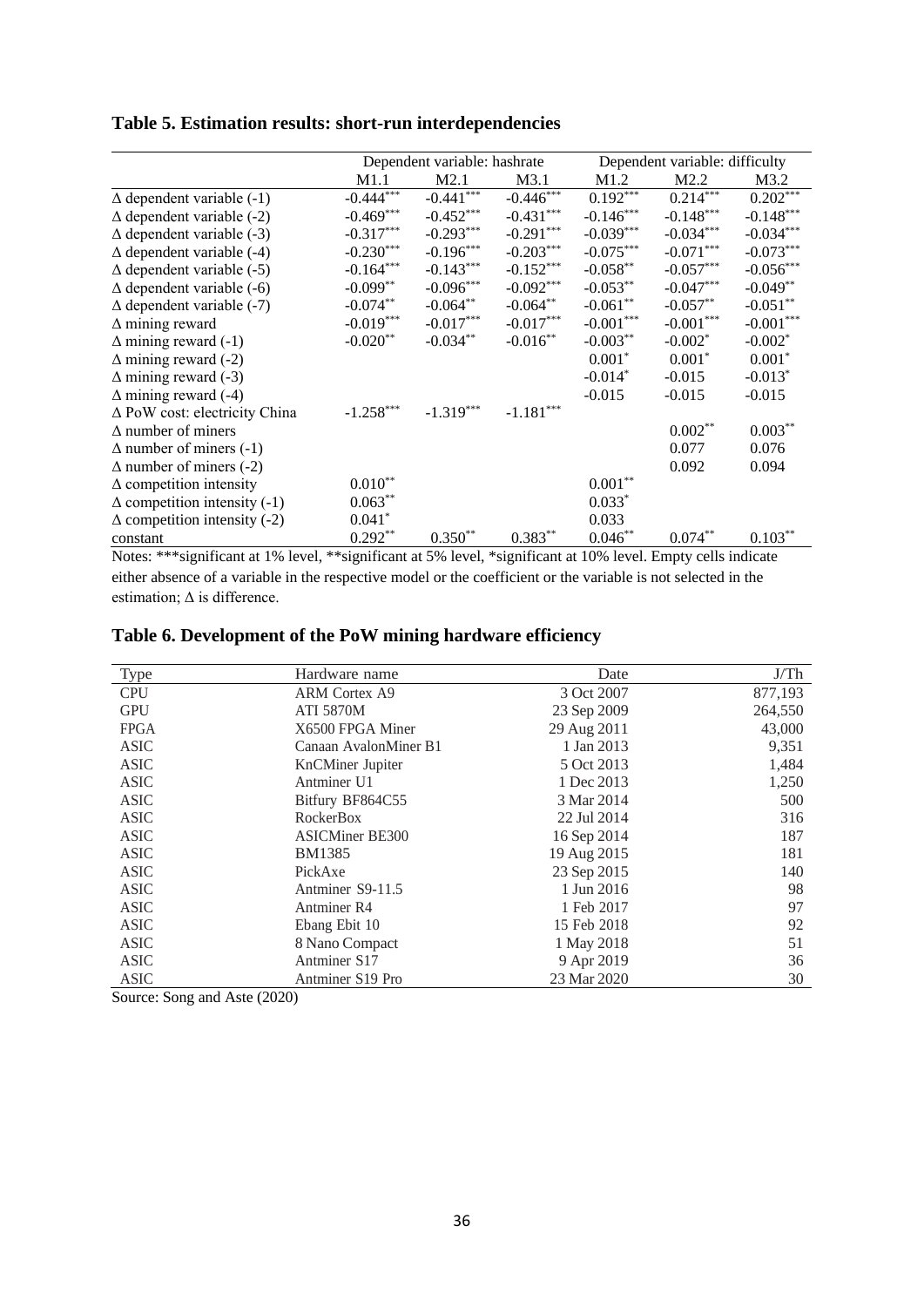**Table 5. Estimation results: short-run interdependencies**

| | Dependent variable: hashrate | | | Dependent variable: difficulty | | |
|---|---|---|---|---|---|---|
| | M1.1 | M2.1 | M3.1 | M1.2 | M2.2 | M3.2 |
| Δ dependent variable (-1) | -0.444*** | -0.441*** | -0.446*** | 0.192*** | 0.214*** | 0.202*** |
| Δ dependent variable (-2) | -0.469*** | -0.452*** | -0.431*** | -0.146*** | -0.148*** | -0.148*** |
| Δ dependent variable (-3) | -0.317*** | -0.293*** | -0.291*** | -0.039*** | -0.034*** | -0.034*** |
| Δ dependent variable (-4) | -0.230*** | -0.196*** | -0.203*** | -0.075*** | -0.071*** | -0.073*** |
| Δ dependent variable (-5) | -0.164*** | -0.143*** | -0.152*** | -0.058** | -0.057*** | -0.056*** |
| Δ dependent variable (-6) | -0.099** | -0.096*** | -0.092*** | -0.053** | -0.047*** | -0.049** |
| Δ dependent variable (-7) | -0.074** | -0.064** | -0.064** | -0.061** | -0.057** | -0.051** |
| Δ mining reward | -0.019*** | -0.017*** | -0.017*** | -0.001*** | -0.001*** | -0.001*** |
| Δ mining reward (-1) | -0.020** | -0.034** | -0.016** | -0.003** | -0.002* | -0.002* |
| Δ mining reward (-2) | | | | 0.001* | 0.001* | 0.001* |
| Δ mining reward (-3) | | | | -0.014* | -0.015 | -0.013* |
| Δ mining reward (-4) | | | | -0.015 | -0.015 | -0.015 |
| Δ PoW cost: electricity China | -1.258*** | -1.319*** | -1.181*** | | | |
| Δ number of miners | | | | | 0.002** | 0.003** |
| Δ number of miners (-1) | | | | | 0.077 | 0.076 |
| Δ number of miners (-2) | | | | | 0.092 | 0.094 |
| Δ competition intensity | 0.010** | | | 0.001** | | |
| Δ competition intensity (-1) | 0.063** | | | 0.033* | | |
| Δ competition intensity (-2) | 0.041* | | | 0.033 | | |
| constant | 0.292** | 0.350** | 0.383** | 0.046** | 0.074** | 0.103** |

Notes: ***significant at 1% level, **significant at 5% level, *significant at 10% level. Empty cells indicate either absence of a variable in the respective model or the coefficient or the variable is not selected in the estimation; Δ is difference.

**Table 6. Development of the PoW mining hardware efficiency**

| Type | Hardware name | Date | J/Th |
|---|---|---|---|
| CPU | ARM Cortex A9 | 3 Oct 2007 | 877,193 |
| GPU | ATI 5870M | 23 Sep 2009 | 264,550 |
| FPGA | X6500 FPGA Miner | 29 Aug 2011 | 43,000 |
| ASIC | Canaan AvalonMiner B1 | 1 Jan 2013 | 9,351 |
| ASIC | KnCMiner Jupiter | 5 Oct 2013 | 1,484 |
| ASIC | Antminer U1 | 1 Dec 2013 | 1,250 |
| ASIC | Bitfury BF864C55 | 3 Mar 2014 | 500 |
| ASIC | RockerBox | 22 Jul 2014 | 316 |
| ASIC | ASICMiner BE300 | 16 Sep 2014 | 187 |
| ASIC | BM1385 | 19 Aug 2015 | 181 |
| ASIC | PickAxe | 23 Sep 2015 | 140 |
| ASIC | Antminer S9-11.5 | 1 Jun 2016 | 98 |
| ASIC | Antminer R4 | 1 Feb 2017 | 97 |
| ASIC | Ebang Ebit 10 | 15 Feb 2018 | 92 |
| ASIC | 8 Nano Compact | 1 May 2018 | 51 |
| ASIC | Antminer S17 | 9 Apr 2019 | 36 |
| ASIC | Antminer S19 Pro | 23 Mar 2020 | 30 |

Source: Song and Aste (2020)